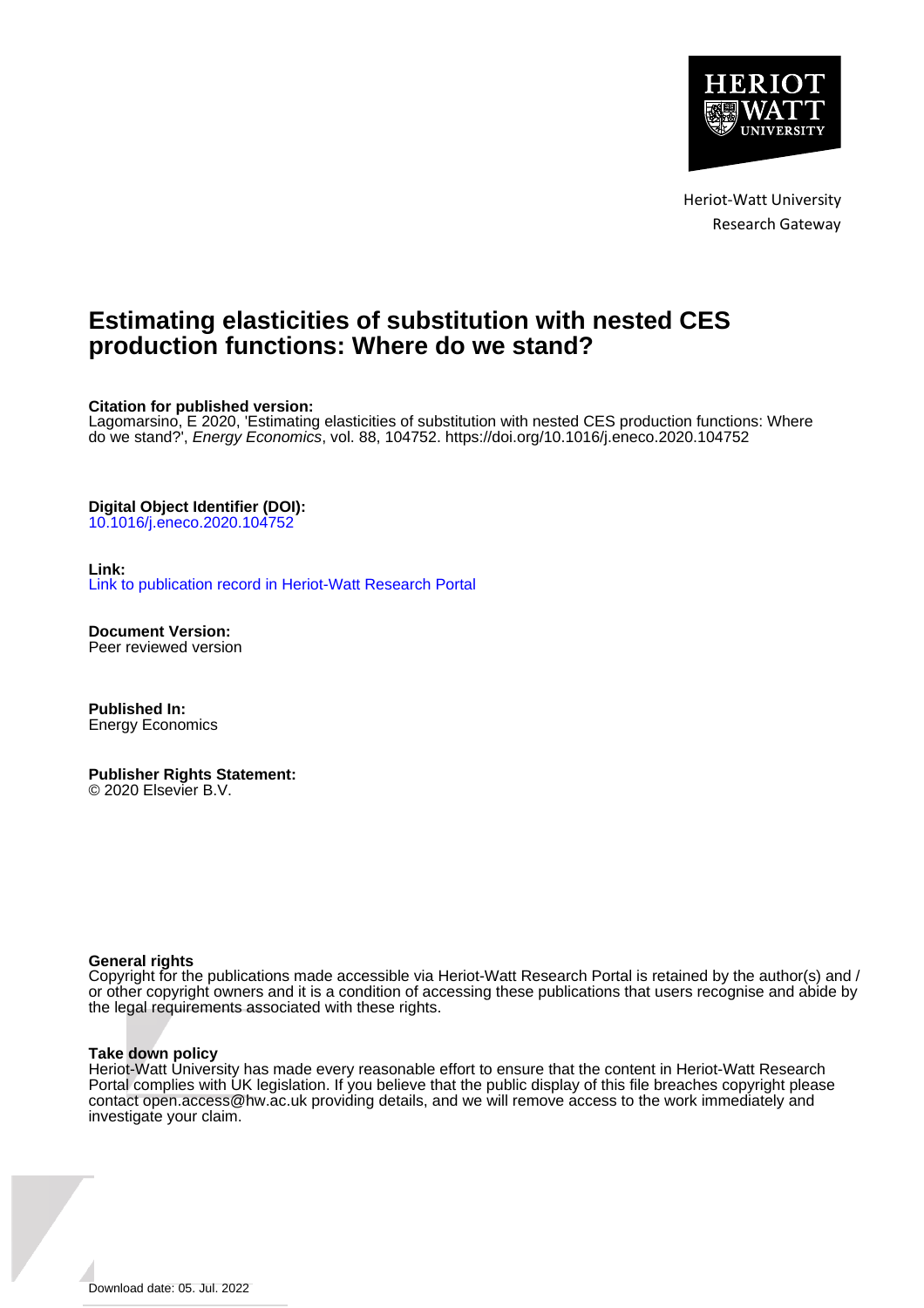Heriot-Watt University
Research Gateway

# Estimating elasticities of substitution with nested CES production functions: Where do we stand?

**Citation for published version:**
Lagomarsino, E 2020, 'Estimating elasticities of substitution with nested CES production functions: Where do we stand?', *Energy Economics*, vol. 88, 104752. https://doi.org/10.1016/j.eneco.2020.104752

**Digital Object Identifier (DOI):**
10.1016/j.eneco.2020.104752

**Link:**
Link to publication record in Heriot-Watt Research Portal

**Document Version:**
Peer reviewed version

**Published In:**
Energy Economics

**Publisher Rights Statement:**
© 2020 Elsevier B.V.

**General rights**
Copyright for the publications made accessible via Heriot-Watt Research Portal is retained by the author(s) and / or other copyright owners and it is a condition of accessing these publications that users recognise and abide by the legal requirements associated with these rights.

**Take down policy**
Heriot-Watt University has made every reasonable effort to ensure that the content in Heriot-Watt Research Portal complies with UK legislation. If you believe that the public display of this file breaches copyright please contact open.access@hw.ac.uk providing details, and we will remove access to the work immediately and investigate your claim.

Download date: 05. Jul. 2022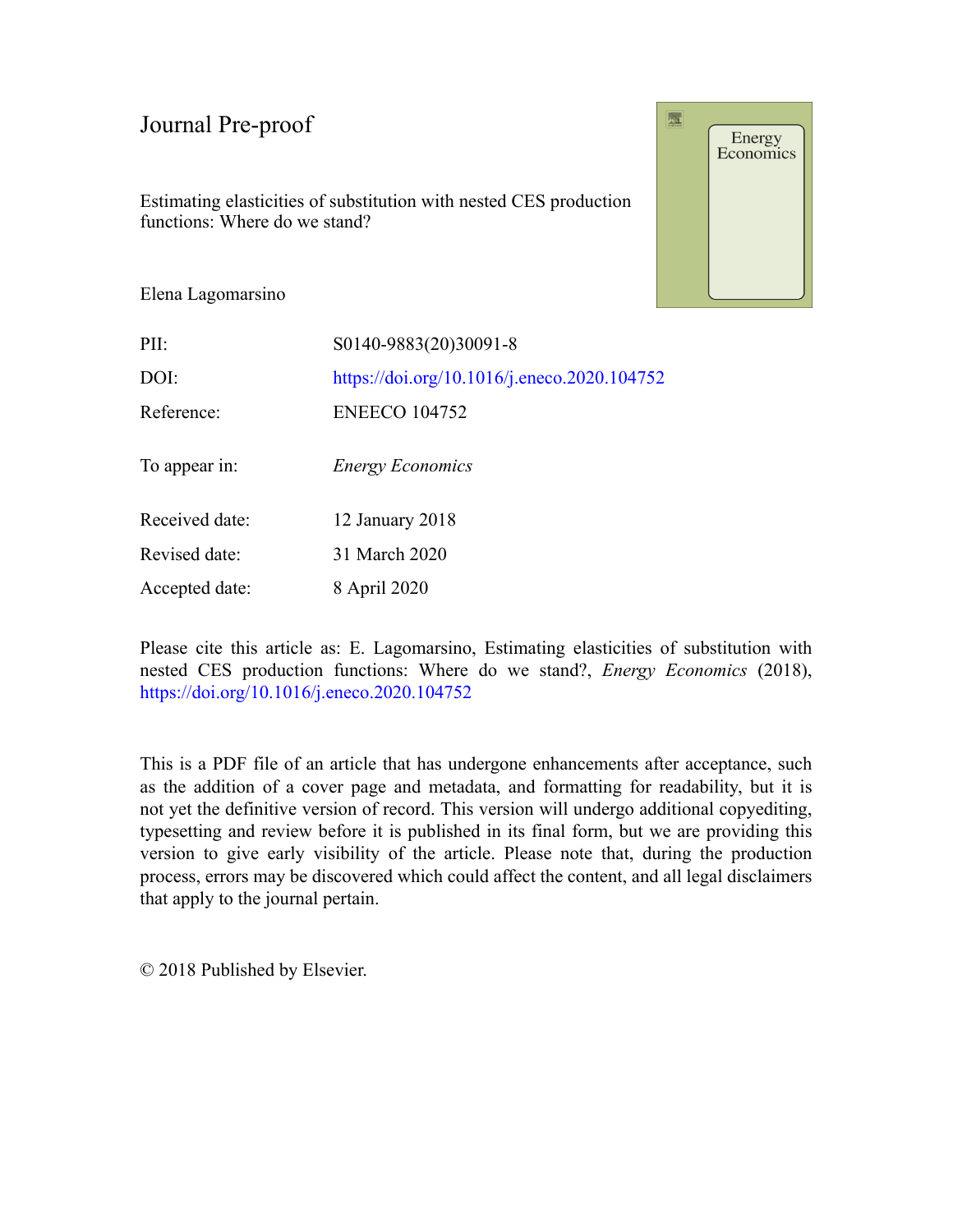# Journal Pre-proof

Estimating elasticities of substitution with nested CES production functions: Where do we stand?

Elena Lagomarsino

| | |
|---|---|
| PII: | S0140-9883(20)30091-8 |
| DOI: | https://doi.org/10.1016/j.eneco.2020.104752 |
| Reference: | ENEECO 104752 |
| To appear in: | *Energy Economics* |
| Received date: | 12 January 2018 |
| Revised date: | 31 March 2020 |
| Accepted date: | 8 April 2020 |

Please cite this article as: E. Lagomarsino, Estimating elasticities of substitution with nested CES production functions: Where do we stand?, *Energy Economics* (2018), https://doi.org/10.1016/j.eneco.2020.104752

This is a PDF file of an article that has undergone enhancements after acceptance, such as the addition of a cover page and metadata, and formatting for readability, but it is not yet the definitive version of record. This version will undergo additional copyediting, typesetting and review before it is published in its final form, but we are providing this version to give early visibility of the article. Please note that, during the production process, errors may be discovered which could affect the content, and all legal disclaimers that apply to the journal pertain.

© 2018 Published by Elsevier.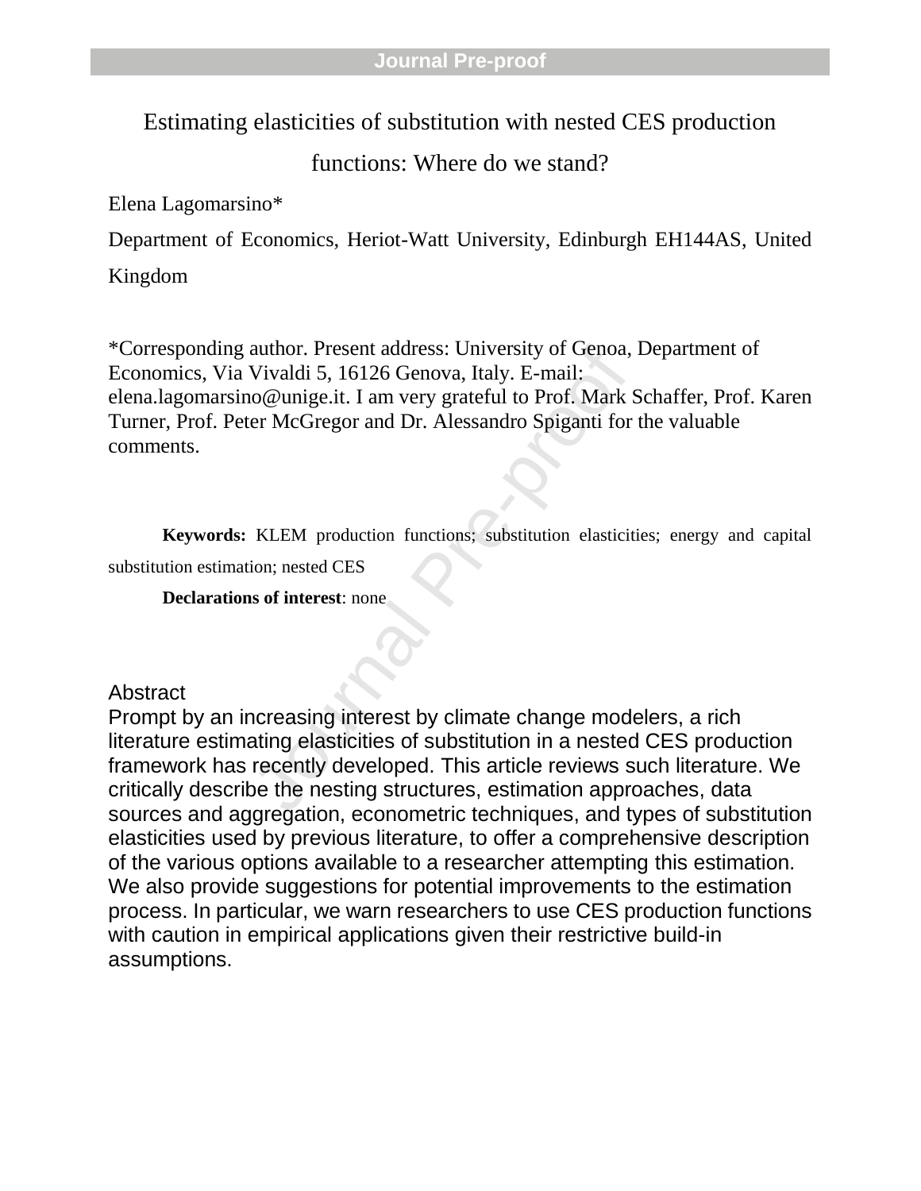# Estimating elasticities of substitution with nested CES production functions: Where do we stand?

Elena Lagomarsino*

Department of Economics, Heriot-Watt University, Edinburgh EH144AS, United Kingdom

*Corresponding author. Present address: University of Genoa, Department of Economics, Via Vivaldi 5, 16126 Genova, Italy. E-mail: elena.lagomarsino@unige.it. I am very grateful to Prof. Mark Schaffer, Prof. Karen Turner, Prof. Peter McGregor and Dr. Alessandro Spiganti for the valuable comments.

**Keywords:** KLEM production functions; substitution elasticities; energy and capital substitution estimation; nested CES

**Declarations of interest**: none

## Abstract

Prompt by an increasing interest by climate change modelers, a rich literature estimating elasticities of substitution in a nested CES production framework has recently developed. This article reviews such literature. We critically describe the nesting structures, estimation approaches, data sources and aggregation, econometric techniques, and types of substitution elasticities used by previous literature, to offer a comprehensive description of the various options available to a researcher attempting this estimation. We also provide suggestions for potential improvements to the estimation process. In particular, we warn researchers to use CES production functions with caution in empirical applications given their restrictive build-in assumptions.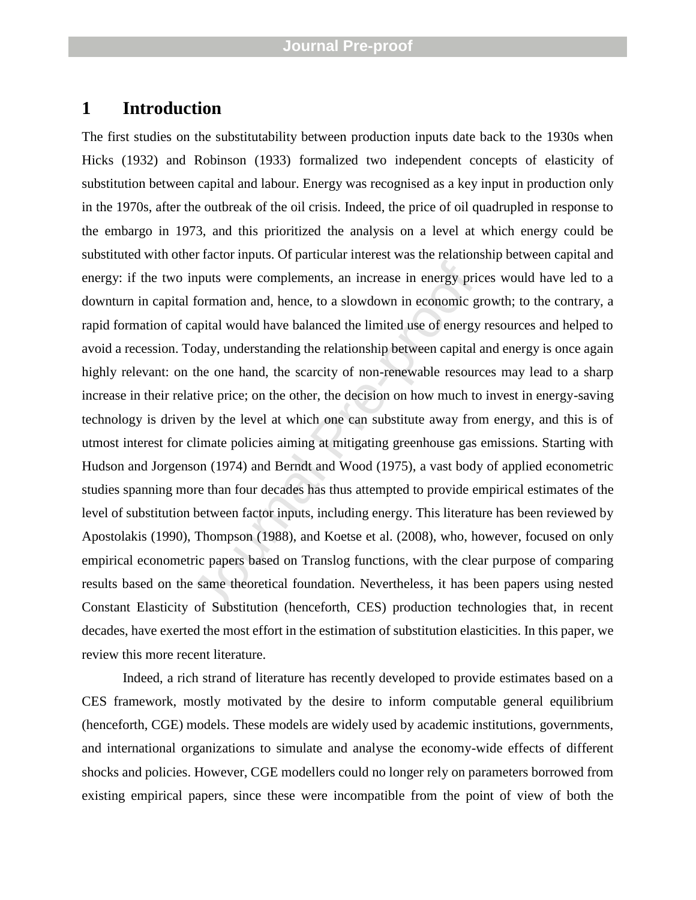# 1 Introduction

The first studies on the substitutability between production inputs date back to the 1930s when Hicks (1932) and Robinson (1933) formalized two independent concepts of elasticity of substitution between capital and labour. Energy was recognised as a key input in production only in the 1970s, after the outbreak of the oil crisis. Indeed, the price of oil quadrupled in response to the embargo in 1973, and this prioritized the analysis on a level at which energy could be substituted with other factor inputs. Of particular interest was the relationship between capital and energy: if the two inputs were complements, an increase in energy prices would have led to a downturn in capital formation and, hence, to a slowdown in economic growth; to the contrary, a rapid formation of capital would have balanced the limited use of energy resources and helped to avoid a recession. Today, understanding the relationship between capital and energy is once again highly relevant: on the one hand, the scarcity of non-renewable resources may lead to a sharp increase in their relative price; on the other, the decision on how much to invest in energy-saving technology is driven by the level at which one can substitute away from energy, and this is of utmost interest for climate policies aiming at mitigating greenhouse gas emissions. Starting with Hudson and Jorgenson (1974) and Berndt and Wood (1975), a vast body of applied econometric studies spanning more than four decades has thus attempted to provide empirical estimates of the level of substitution between factor inputs, including energy. This literature has been reviewed by Apostolakis (1990), Thompson (1988), and Koetse et al. (2008), who, however, focused on only empirical econometric papers based on Translog functions, with the clear purpose of comparing results based on the same theoretical foundation. Nevertheless, it has been papers using nested Constant Elasticity of Substitution (henceforth, CES) production technologies that, in recent decades, have exerted the most effort in the estimation of substitution elasticities. In this paper, we review this more recent literature.

Indeed, a rich strand of literature has recently developed to provide estimates based on a CES framework, mostly motivated by the desire to inform computable general equilibrium (henceforth, CGE) models. These models are widely used by academic institutions, governments, and international organizations to simulate and analyse the economy-wide effects of different shocks and policies. However, CGE modellers could no longer rely on parameters borrowed from existing empirical papers, since these were incompatible from the point of view of both the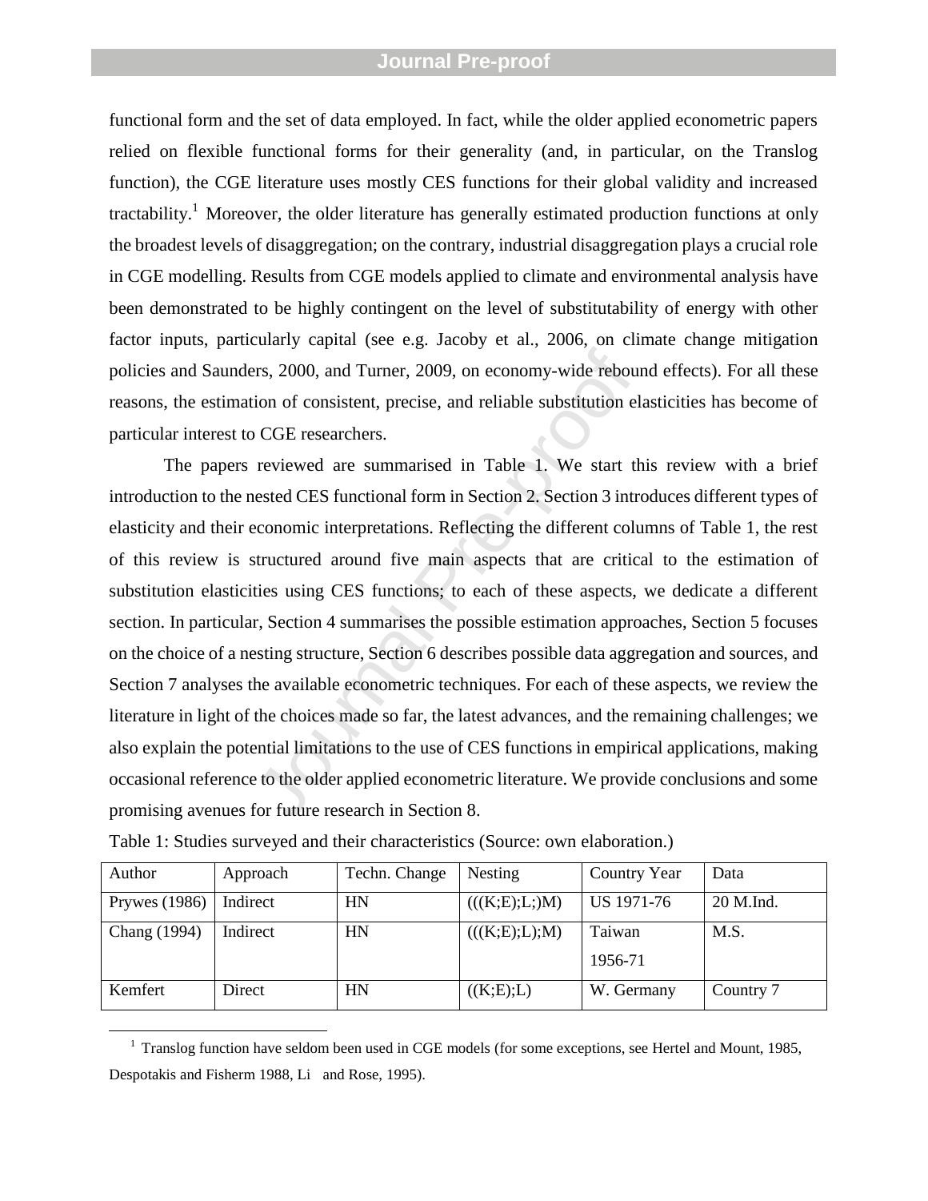functional form and the set of data employed. In fact, while the older applied econometric papers relied on flexible functional forms for their generality (and, in particular, on the Translog function), the CGE literature uses mostly CES functions for their global validity and increased tractability.[1] Moreover, the older literature has generally estimated production functions at only the broadest levels of disaggregation; on the contrary, industrial disaggregation plays a crucial role in CGE modelling. Results from CGE models applied to climate and environmental analysis have been demonstrated to be highly contingent on the level of substitutability of energy with other factor inputs, particularly capital (see e.g. Jacoby et al., 2006, on climate change mitigation policies and Saunders, 2000, and Turner, 2009, on economy-wide rebound effects). For all these reasons, the estimation of consistent, precise, and reliable substitution elasticities has become of particular interest to CGE researchers.

The papers reviewed are summarised in Table 1. We start this review with a brief introduction to the nested CES functional form in Section 2. Section 3 introduces different types of elasticity and their economic interpretations. Reflecting the different columns of Table 1, the rest of this review is structured around five main aspects that are critical to the estimation of substitution elasticities using CES functions; to each of these aspects, we dedicate a different section. In particular, Section 4 summarises the possible estimation approaches, Section 5 focuses on the choice of a nesting structure, Section 6 describes possible data aggregation and sources, and Section 7 analyses the available econometric techniques. For each of these aspects, we review the literature in light of the choices made so far, the latest advances, and the remaining challenges; we also explain the potential limitations to the use of CES functions in empirical applications, making occasional reference to the older applied econometric literature. We provide conclusions and some promising avenues for future research in Section 8.

Table 1: Studies surveyed and their characteristics (Source: own elaboration.)

| Author | Approach | Techn. Change | Nesting | Country Year | Data |
|---|---|---|---|---|---|
| Prywes (1986) | Indirect | HN | (((K;E);L;)M) | US 1971-76 | 20 M.Ind. |
| Chang (1994) | Indirect | HN | (((K;E);L);M) | Taiwan 1956-71 | M.S. |
| Kemfert | Direct | HN | ((K;E);L) | W. Germany | Country 7 |

[1] Translog function have seldom been used in CGE models (for some exceptions, see Hertel and Mount, 1985, Despotakis and Fisherm 1988, Li and Rose, 1995).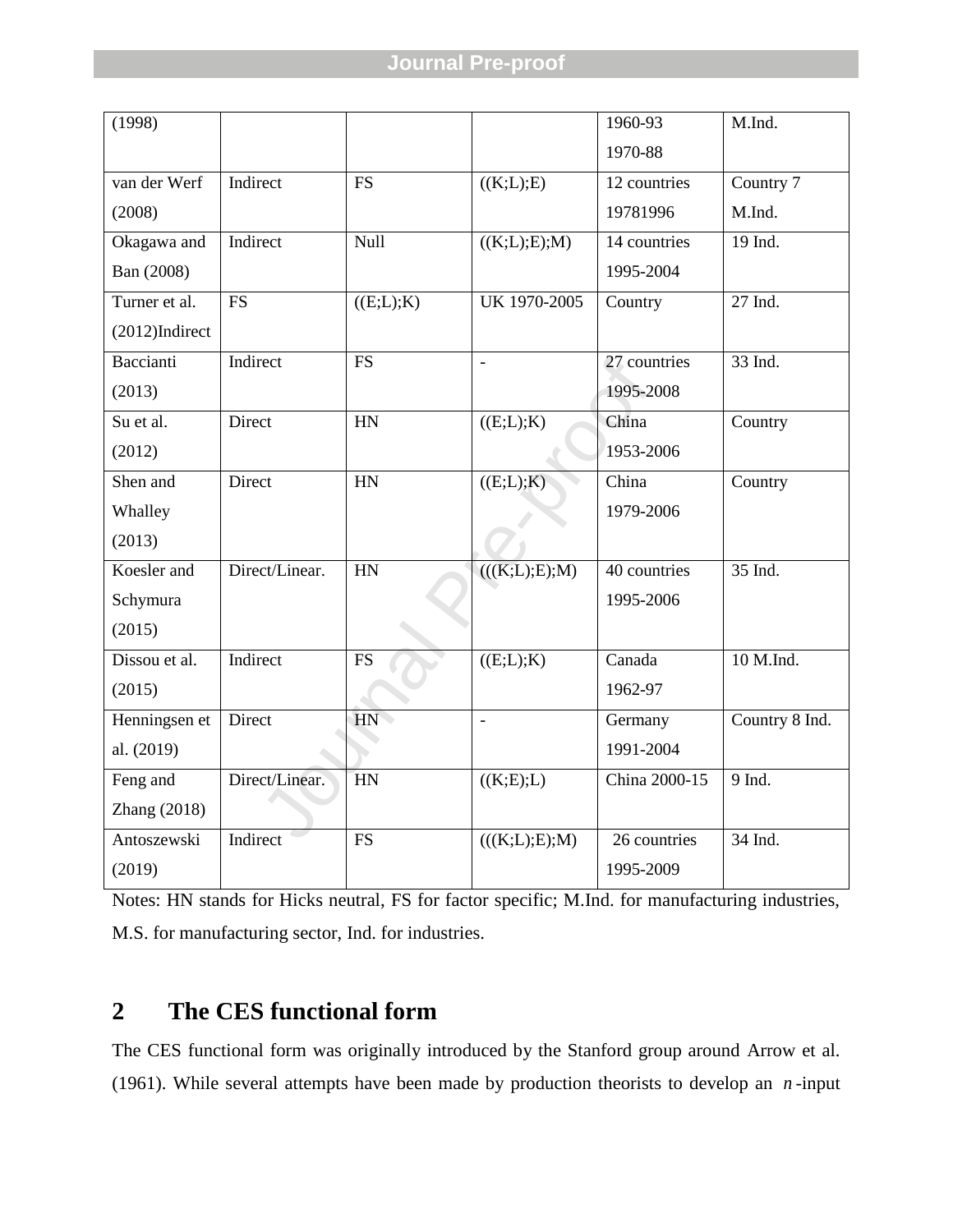| (1998) | | | | 1960-93<br>1970-88 | M.Ind. |
|---|---|---|---|---|---|
| van der Werf (2008) | Indirect | FS | ((K;L);E) | 12 countries 19781996 | Country 7 M.Ind. |
| Okagawa and Ban (2008) | Indirect | Null | ((K;L);E);M) | 14 countries 1995-2004 | 19 Ind. |
| Turner et al. (2012)Indirect | FS | ((E;L);K) | UK 1970-2005 | Country | 27 Ind. |
| Baccianti (2013) | Indirect | FS | - | 27 countries 1995-2008 | 33 Ind. |
| Su et al. (2012) | Direct | HN | ((E;L);K) | China 1953-2006 | Country |
| Shen and Whalley (2013) | Direct | HN | ((E;L);K) | China 1979-2006 | Country |
| Koesler and Schymura (2015) | Direct/Linear. | HN | (((K;L);E);M) | 40 countries 1995-2006 | 35 Ind. |
| Dissou et al. (2015) | Indirect | FS | ((E;L);K) | Canada 1962-97 | 10 M.Ind. |
| Henningsen et al. (2019) | Direct | HN | - | Germany 1991-2004 | Country 8 Ind. |
| Feng and Zhang (2018) | Direct/Linear. | HN | ((K;E);L) | China 2000-15 | 9 Ind. |
| Antoszewski (2019) | Indirect | FS | (((K;L);E);M) | 26 countries 1995-2009 | 34 Ind. |

Notes: HN stands for Hicks neutral, FS for factor specific; M.Ind. for manufacturing industries, M.S. for manufacturing sector, Ind. for industries.

## 2 The CES functional form

The CES functional form was originally introduced by the Stanford group around Arrow et al. (1961). While several attempts have been made by production theorists to develop an $n$-input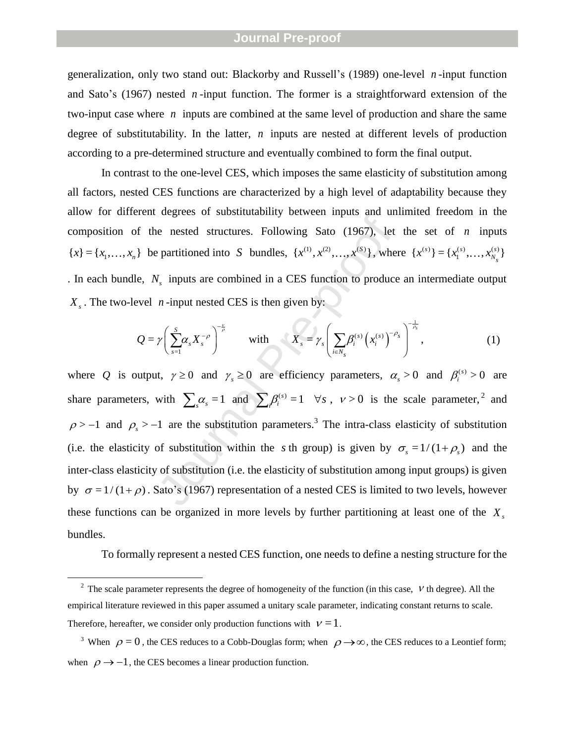generalization, only two stand out: Blackorby and Russell's (1989) one-level $n$-input function and Sato's (1967) nested $n$-input function. The former is a straightforward extension of the two-input case where $n$ inputs are combined at the same level of production and share the same degree of substitutability. In the latter, $n$ inputs are nested at different levels of production according to a pre-determined structure and eventually combined to form the final output.

In contrast to the one-level CES, which imposes the same elasticity of substitution among all factors, nested CES functions are characterized by a high level of adaptability because they allow for different degrees of substitutability between inputs and unlimited freedom in the composition of the nested structures. Following Sato (1967), let the set of $n$ inputs $\{x\} = \{x_1, \ldots, x_n\}$ be partitioned into $S$ bundles, $\{x^{(1)}, x^{(2)}, \ldots, x^{(S)}\}$, where $\{x^{(s)}\} = \{x_1^{(s)}, \ldots, x_{N_s}^{(s)}\}$. In each bundle, $N_s$ inputs are combined in a CES function to produce an intermediate output $X_s$. The two-level $n$-input nested CES is then given by:

$$Q = \gamma \left( \sum_{s=1}^{S} \alpha_s X_s^{-\rho} \right)^{-\frac{\nu}{\rho}} \qquad \text{with} \qquad X_s = \gamma_s \left( \sum_{i \in N_s} \beta_i^{(s)} \left( x_i^{(s)} \right)^{-\rho_s} \right)^{-\frac{1}{\rho_s}}, \tag{1}$$

where $Q$ is output, $\gamma \geq 0$ and $\gamma_s \geq 0$ are efficiency parameters, $\alpha_s > 0$ and $\beta_i^{(s)} > 0$ are share parameters, with $\sum_s \alpha_s = 1$ and $\sum_i \beta_i^{(s)} = 1 \quad \forall s$, $\nu > 0$ is the scale parameter,[2] and $\rho > -1$ and $\rho_s > -1$ are the substitution parameters.[3] The intra-class elasticity of substitution (i.e. the elasticity of substitution within the $s$th group) is given by $\sigma_s = 1/(1+\rho_s)$ and the inter-class elasticity of substitution (i.e. the elasticity of substitution among input groups) is given by $\sigma = 1/(1+\rho)$. Sato's (1967) representation of a nested CES is limited to two levels, however these functions can be organized in more levels by further partitioning at least one of the $X_s$ bundles.

To formally represent a nested CES function, one needs to define a nesting structure for the

---

[2] The scale parameter represents the degree of homogeneity of the function (in this case, $\nu$ th degree). All the empirical literature reviewed in this paper assumed a unitary scale parameter, indicating constant returns to scale. Therefore, hereafter, we consider only production functions with $\nu = 1$.

[3] When $\rho = 0$, the CES reduces to a Cobb-Douglas form; when $\rho \to \infty$, the CES reduces to a Leontief form; when $\rho \to -1$, the CES becomes a linear production function.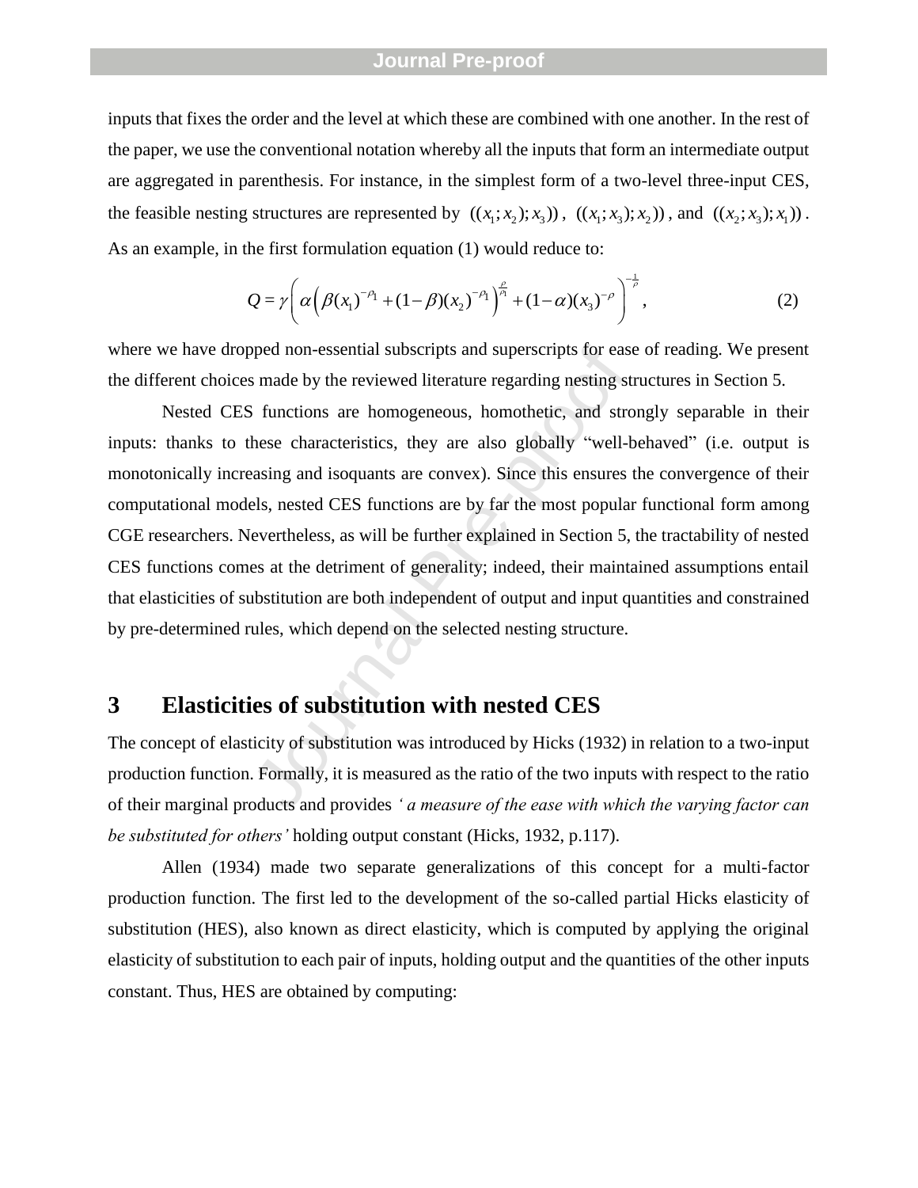inputs that fixes the order and the level at which these are combined with one another. In the rest of the paper, we use the conventional notation whereby all the inputs that form an intermediate output are aggregated in parenthesis. For instance, in the simplest form of a two-level three-input CES, the feasible nesting structures are represented by $((x_1;x_2);x_3))$, $((x_1;x_3);x_2))$, and $((x_2;x_3);x_1))$. As an example, in the first formulation equation (1) would reduce to:

$$Q = \gamma \left( \alpha \left( \beta (x_1)^{-\rho_1} + (1-\beta)(x_2)^{-\rho_1} \right)^{\frac{\rho}{\rho_1}} + (1-\alpha)(x_3)^{-\rho} \right)^{-\frac{1}{\rho}}, \tag{2}$$

where we have dropped non-essential subscripts and superscripts for ease of reading. We present the different choices made by the reviewed literature regarding nesting structures in Section 5.

Nested CES functions are homogeneous, homothetic, and strongly separable in their inputs: thanks to these characteristics, they are also globally "well-behaved" (i.e. output is monotonically increasing and isoquants are convex). Since this ensures the convergence of their computational models, nested CES functions are by far the most popular functional form among CGE researchers. Nevertheless, as will be further explained in Section 5, the tractability of nested CES functions comes at the detriment of generality; indeed, their maintained assumptions entail that elasticities of substitution are both independent of output and input quantities and constrained by pre-determined rules, which depend on the selected nesting structure.

# 3 Elasticities of substitution with nested CES

The concept of elasticity of substitution was introduced by Hicks (1932) in relation to a two-input production function. Formally, it is measured as the ratio of the two inputs with respect to the ratio of their marginal products and provides *'a measure of the ease with which the varying factor can be substituted for others'* holding output constant (Hicks, 1932, p.117).

Allen (1934) made two separate generalizations of this concept for a multi-factor production function. The first led to the development of the so-called partial Hicks elasticity of substitution (HES), also known as direct elasticity, which is computed by applying the original elasticity of substitution to each pair of inputs, holding output and the quantities of the other inputs constant. Thus, HES are obtained by computing: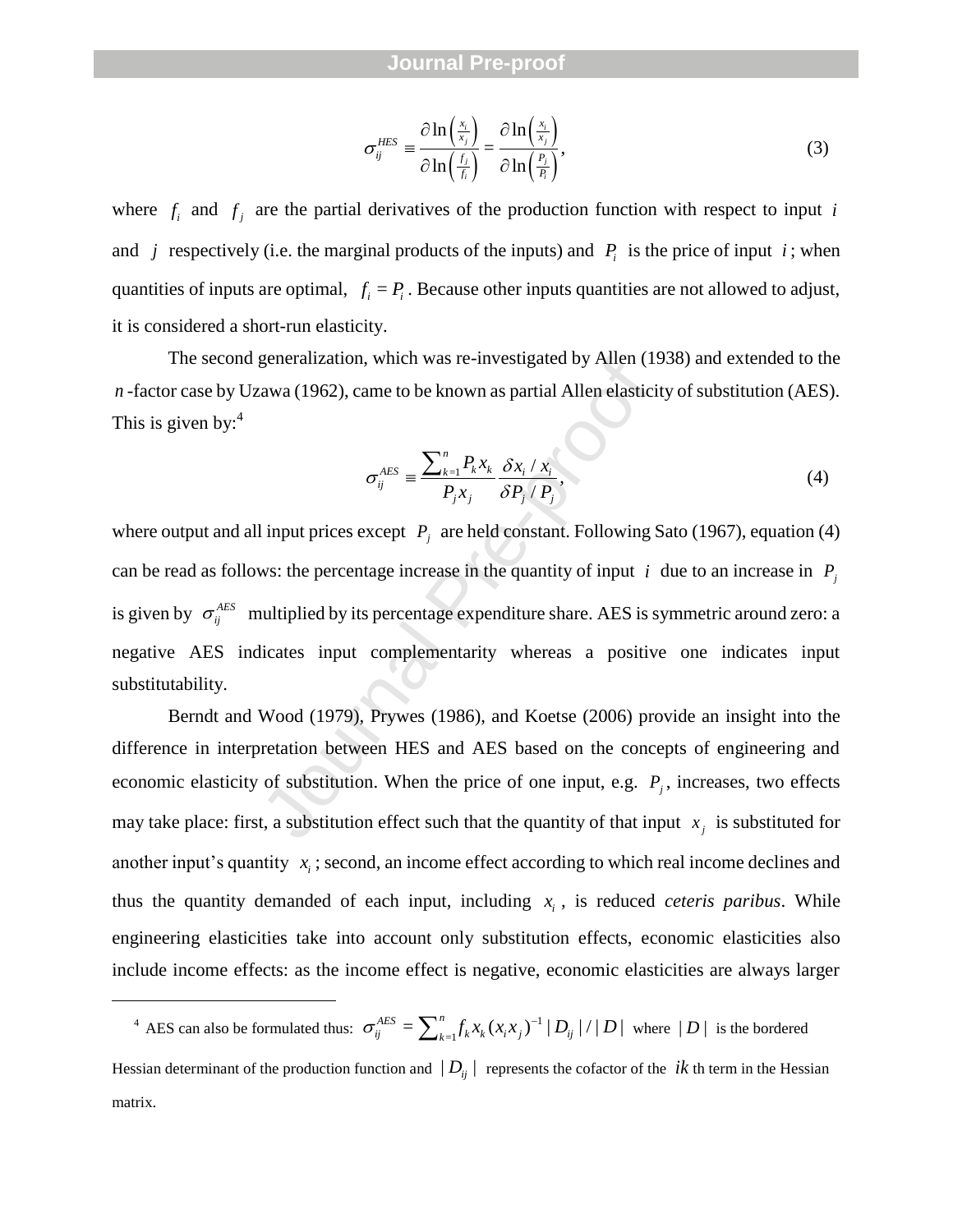$$\sigma_{ij}^{HES} \equiv \frac{\partial \ln\left(\frac{x_i}{x_j}\right)}{\partial \ln\left(\frac{f_j}{f_i}\right)} = \frac{\partial \ln\left(\frac{x_i}{x_j}\right)}{\partial \ln\left(\frac{P_j}{P_i}\right)}, \tag{3}$$

where $f_i$ and $f_j$ are the partial derivatives of the production function with respect to input $i$ and $j$ respectively (i.e. the marginal products of the inputs) and $P_i$ is the price of input $i$; when quantities of inputs are optimal, $f_i = P_i$. Because other inputs quantities are not allowed to adjust, it is considered a short-run elasticity.

The second generalization, which was re-investigated by Allen (1938) and extended to the $n$-factor case by Uzawa (1962), came to be known as partial Allen elasticity of substitution (AES). This is given by:[4]

$$\sigma_{ij}^{AES} \equiv \frac{\sum_{k=1}^{n} P_k x_k}{P_j x_j} \frac{\delta x_i / x_i}{\delta P_j / P_j}, \tag{4}$$

where output and all input prices except $P_j$ are held constant. Following Sato (1967), equation (4) can be read as follows: the percentage increase in the quantity of input $i$ due to an increase in $P_j$ is given by $\sigma_{ij}^{AES}$ multiplied by its percentage expenditure share. AES is symmetric around zero: a negative AES indicates input complementarity whereas a positive one indicates input substitutability.

Berndt and Wood (1979), Prywes (1986), and Koetse (2006) provide an insight into the difference in interpretation between HES and AES based on the concepts of engineering and economic elasticity of substitution. When the price of one input, e.g. $P_j$, increases, two effects may take place: first, a substitution effect such that the quantity of that input $x_j$ is substituted for another input's quantity $x_i$; second, an income effect according to which real income declines and thus the quantity demanded of each input, including $x_i$, is reduced *ceteris paribus*. While engineering elasticities take into account only substitution effects, economic elasticities also include income effects: as the income effect is negative, economic elasticities are always larger

[4] AES can also be formulated thus: $\sigma_{ij}^{AES} = \sum_{k=1}^{n} f_k x_k (x_i x_j)^{-1} |D_{ij}| / |D|$ where $|D|$ is the bordered Hessian determinant of the production function and $|D_{ij}|$ represents the cofactor of the $ik$ th term in the Hessian matrix.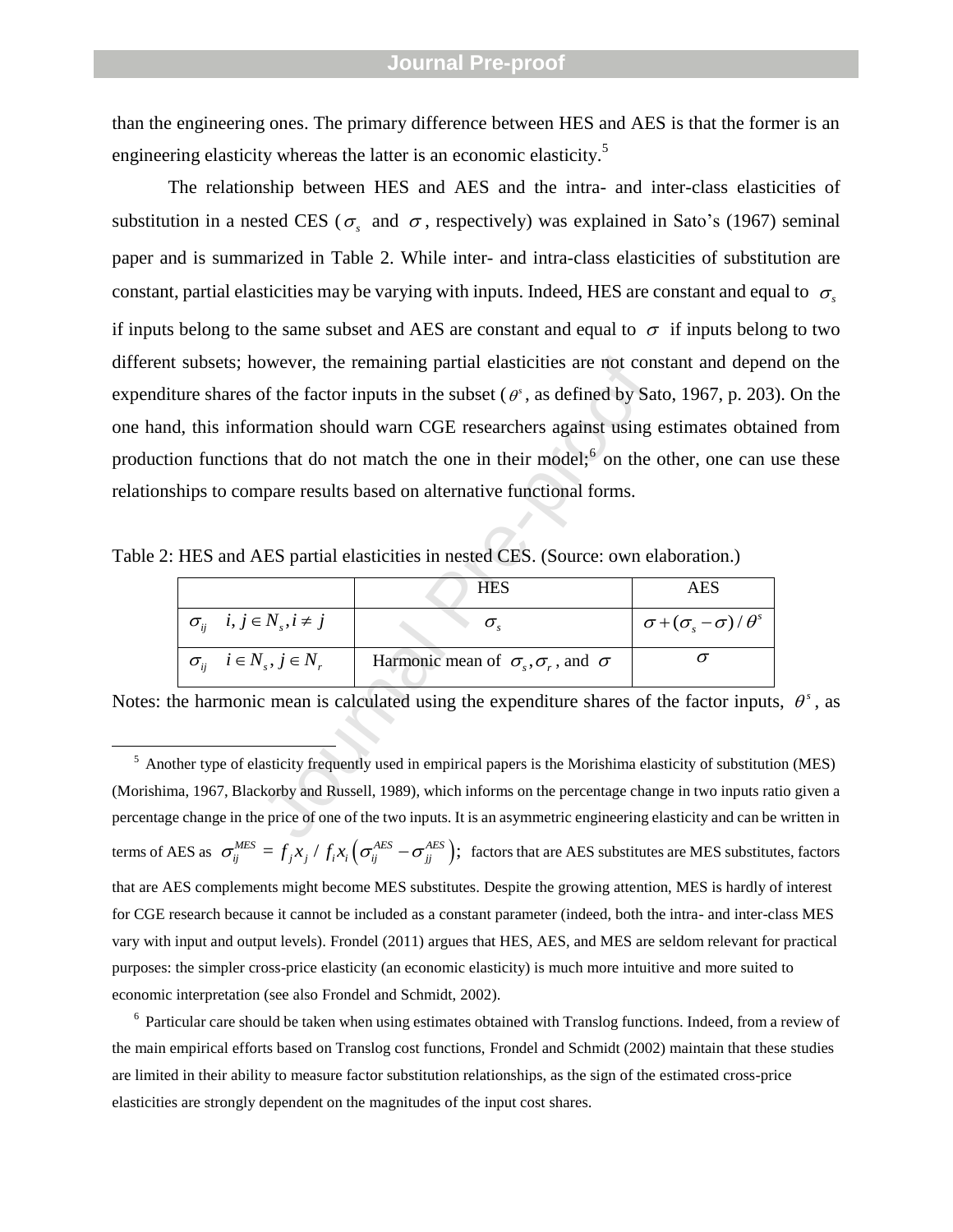than the engineering ones. The primary difference between HES and AES is that the former is an engineering elasticity whereas the latter is an economic elasticity.[5]

The relationship between HES and AES and the intra- and inter-class elasticities of substitution in a nested CES ($\sigma_s$ and $\sigma$, respectively) was explained in Sato's (1967) seminal paper and is summarized in Table 2. While inter- and intra-class elasticities of substitution are constant, partial elasticities may be varying with inputs. Indeed, HES are constant and equal to $\sigma_s$ if inputs belong to the same subset and AES are constant and equal to $\sigma$ if inputs belong to two different subsets; however, the remaining partial elasticities are not constant and depend on the expenditure shares of the factor inputs in the subset ($\theta^s$, as defined by Sato, 1967, p. 203). On the one hand, this information should warn CGE researchers against using estimates obtained from production functions that do not match the one in their model;[6] on the other, one can use these relationships to compare results based on alternative functional forms.

Table 2: HES and AES partial elasticities in nested CES. (Source: own elaboration.)

| | HES | AES |
|---|---|---|
| $\sigma_{ij} \quad i, j \in N_s, i \neq j$ | $\sigma_s$ | $\sigma + (\sigma_s - \sigma)/\theta^s$ |
| $\sigma_{ij} \quad i \in N_s, j \in N_r$ | Harmonic mean of $\sigma_s, \sigma_r$, and $\sigma$ | $\sigma$ |

Notes: the harmonic mean is calculated using the expenditure shares of the factor inputs, $\theta^s$, as

[5] Another type of elasticity frequently used in empirical papers is the Morishima elasticity of substitution (MES) (Morishima, 1967, Blackorby and Russell, 1989), which informs on the percentage change in two inputs ratio given a percentage change in the price of one of the two inputs. It is an asymmetric engineering elasticity and can be written in terms of AES as $\sigma_{ij}^{MES} = f_j x_j / f_i x_i \left(\sigma_{ij}^{AES} - \sigma_{jj}^{AES}\right)$; factors that are AES substitutes are MES substitutes, factors that are AES complements might become MES substitutes. Despite the growing attention, MES is hardly of interest for CGE research because it cannot be included as a constant parameter (indeed, both the intra- and inter-class MES vary with input and output levels). Frondel (2011) argues that HES, AES, and MES are seldom relevant for practical purposes: the simpler cross-price elasticity (an economic elasticity) is much more intuitive and more suited to economic interpretation (see also Frondel and Schmidt, 2002).

[6] Particular care should be taken when using estimates obtained with Translog functions. Indeed, from a review of the main empirical efforts based on Translog cost functions, Frondel and Schmidt (2002) maintain that these studies are limited in their ability to measure factor substitution relationships, as the sign of the estimated cross-price elasticities are strongly dependent on the magnitudes of the input cost shares.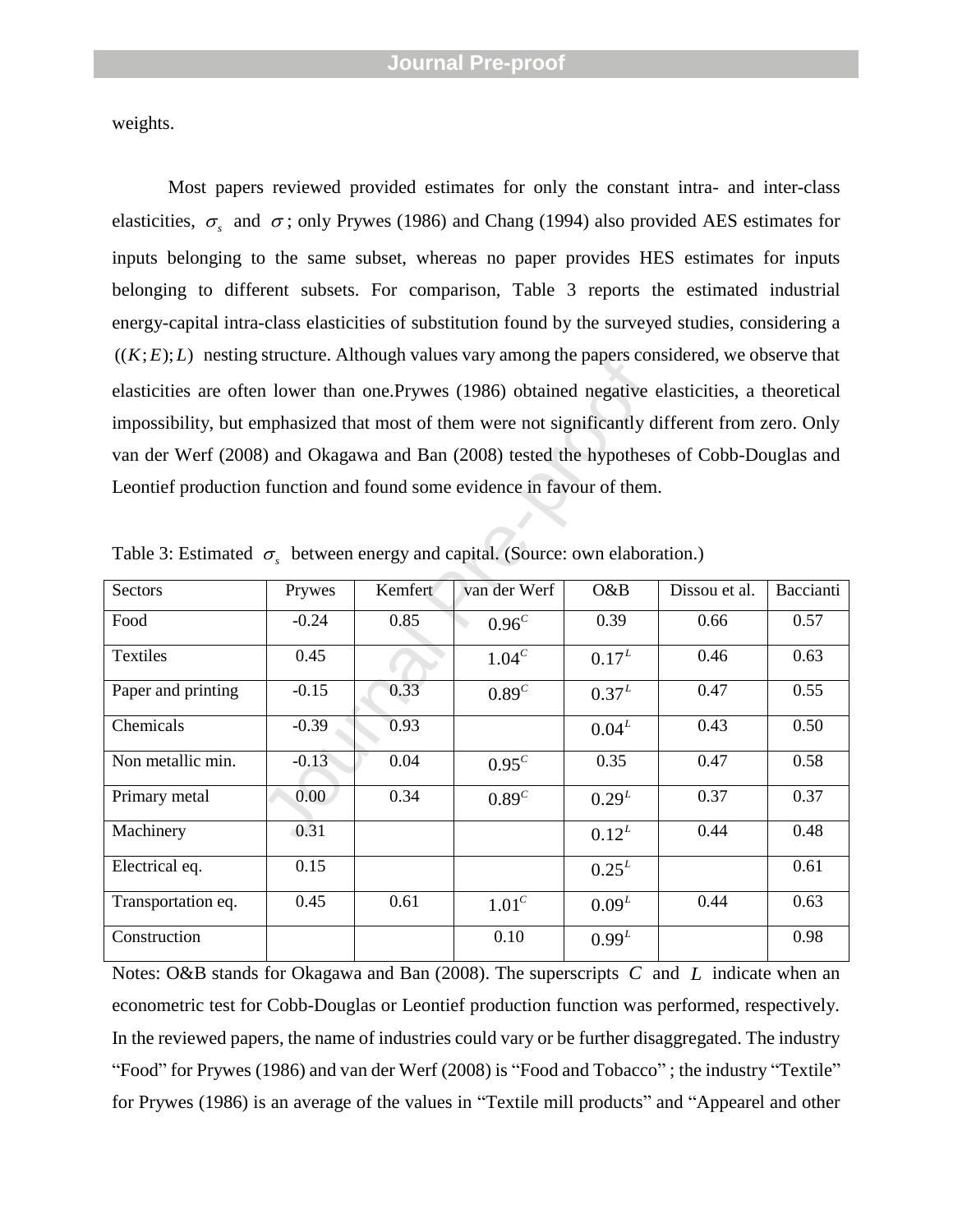weights.

Most papers reviewed provided estimates for only the constant intra- and inter-class elasticities, $\sigma_s$ and $\sigma$; only Prywes (1986) and Chang (1994) also provided AES estimates for inputs belonging to the same subset, whereas no paper provides HES estimates for inputs belonging to different subsets. For comparison, Table 3 reports the estimated industrial energy-capital intra-class elasticities of substitution found by the surveyed studies, considering a $((K;E);L)$ nesting structure. Although values vary among the papers considered, we observe that elasticities are often lower than one.Prywes (1986) obtained negative elasticities, a theoretical impossibility, but emphasized that most of them were not significantly different from zero. Only van der Werf (2008) and Okagawa and Ban (2008) tested the hypotheses of Cobb-Douglas and Leontief production function and found some evidence in favour of them.

Table 3: Estimated $\sigma_s$ between energy and capital. (Source: own elaboration.)

| Sectors | Prywes | Kemfert | van der Werf | O&B | Dissou et al. | Baccianti |
|---|---|---|---|---|---|---|
| Food | -0.24 | 0.85 | $0.96^C$ | 0.39 | 0.66 | 0.57 |
| Textiles | 0.45 | | $1.04^C$ | $0.17^L$ | 0.46 | 0.63 |
| Paper and printing | -0.15 | 0.33 | $0.89^C$ | $0.37^L$ | 0.47 | 0.55 |
| Chemicals | -0.39 | 0.93 | | $0.04^L$ | 0.43 | 0.50 |
| Non metallic min. | -0.13 | 0.04 | $0.95^C$ | 0.35 | 0.47 | 0.58 |
| Primary metal | 0.00 | 0.34 | $0.89^C$ | $0.29^L$ | 0.37 | 0.37 |
| Machinery | 0.31 | | | $0.12^L$ | 0.44 | 0.48 |
| Electrical eq. | 0.15 | | | $0.25^L$ | | 0.61 |
| Transportation eq. | 0.45 | 0.61 | $1.01^C$ | $0.09^L$ | 0.44 | 0.63 |
| Construction | | | 0.10 | $0.99^L$ | | 0.98 |

Notes: O&B stands for Okagawa and Ban (2008). The superscripts $C$ and $L$ indicate when an econometric test for Cobb-Douglas or Leontief production function was performed, respectively. In the reviewed papers, the name of industries could vary or be further disaggregated. The industry "Food" for Prywes (1986) and van der Werf (2008) is "Food and Tobacco" ; the industry "Textile" for Prywes (1986) is an average of the values in "Textile mill products" and "Appearel and other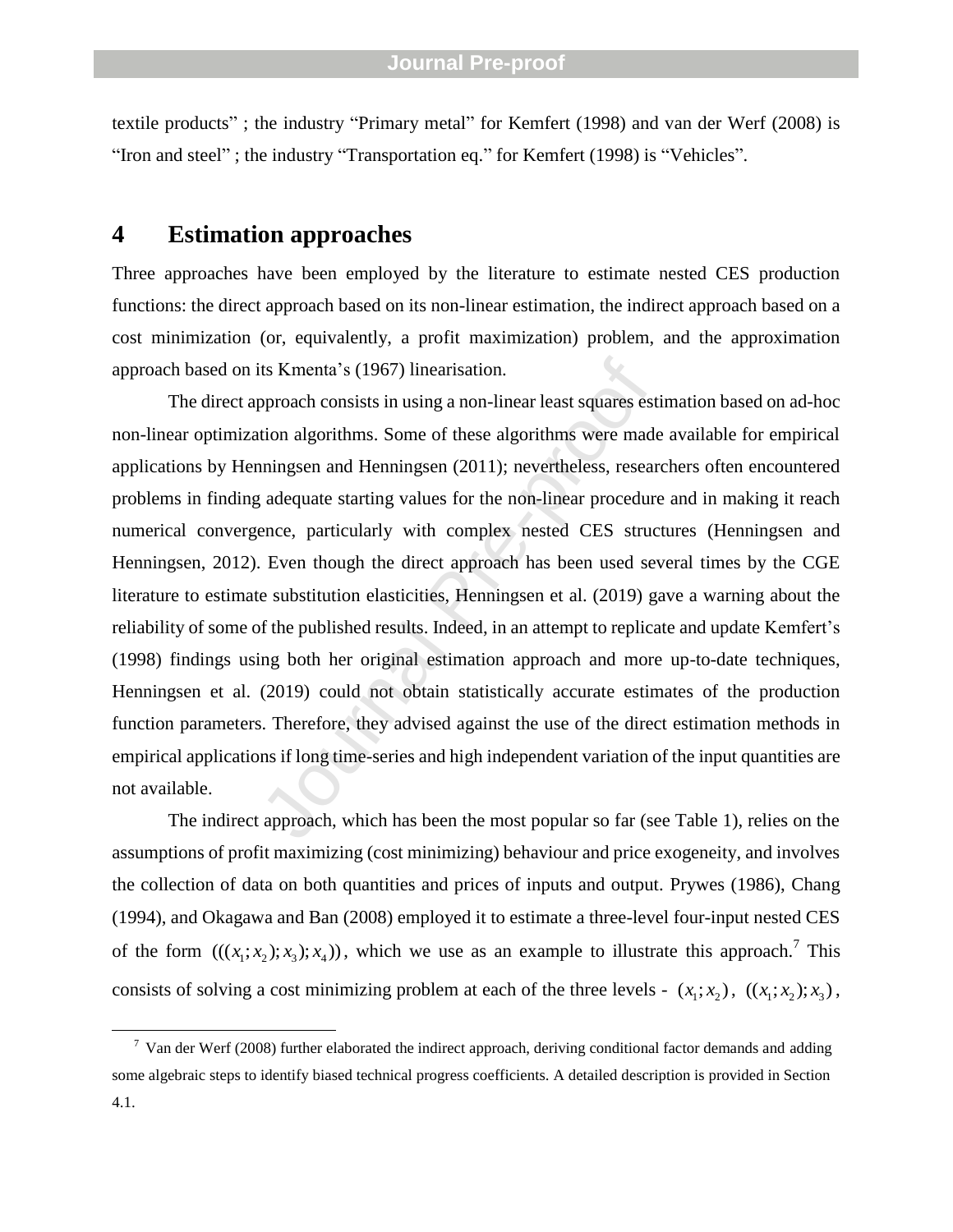textile products" ; the industry "Primary metal" for Kemfert (1998) and van der Werf (2008) is "Iron and steel" ; the industry "Transportation eq." for Kemfert (1998) is "Vehicles".

# 4 Estimation approaches

Three approaches have been employed by the literature to estimate nested CES production functions: the direct approach based on its non-linear estimation, the indirect approach based on a cost minimization (or, equivalently, a profit maximization) problem, and the approximation approach based on its Kmenta's (1967) linearisation.

The direct approach consists in using a non-linear least squares estimation based on ad-hoc non-linear optimization algorithms. Some of these algorithms were made available for empirical applications by Henningsen and Henningsen (2011); nevertheless, researchers often encountered problems in finding adequate starting values for the non-linear procedure and in making it reach numerical convergence, particularly with complex nested CES structures (Henningsen and Henningsen, 2012). Even though the direct approach has been used several times by the CGE literature to estimate substitution elasticities, Henningsen et al. (2019) gave a warning about the reliability of some of the published results. Indeed, in an attempt to replicate and update Kemfert's (1998) findings using both her original estimation approach and more up-to-date techniques, Henningsen et al. (2019) could not obtain statistically accurate estimates of the production function parameters. Therefore, they advised against the use of the direct estimation methods in empirical applications if long time-series and high independent variation of the input quantities are not available.

The indirect approach, which has been the most popular so far (see Table 1), relies on the assumptions of profit maximizing (cost minimizing) behaviour and price exogeneity, and involves the collection of data on both quantities and prices of inputs and output. Prywes (1986), Chang (1994), and Okagawa and Ban (2008) employed it to estimate a three-level four-input nested CES of the form $(((x_1;x_2);x_3);x_4))$, which we use as an example to illustrate this approach.[7] This consists of solving a cost minimizing problem at each of the three levels - $(x_1;x_2)$, $((x_1;x_2);x_3)$,

[7] Van der Werf (2008) further elaborated the indirect approach, deriving conditional factor demands and adding some algebraic steps to identify biased technical progress coefficients. A detailed description is provided in Section 4.1.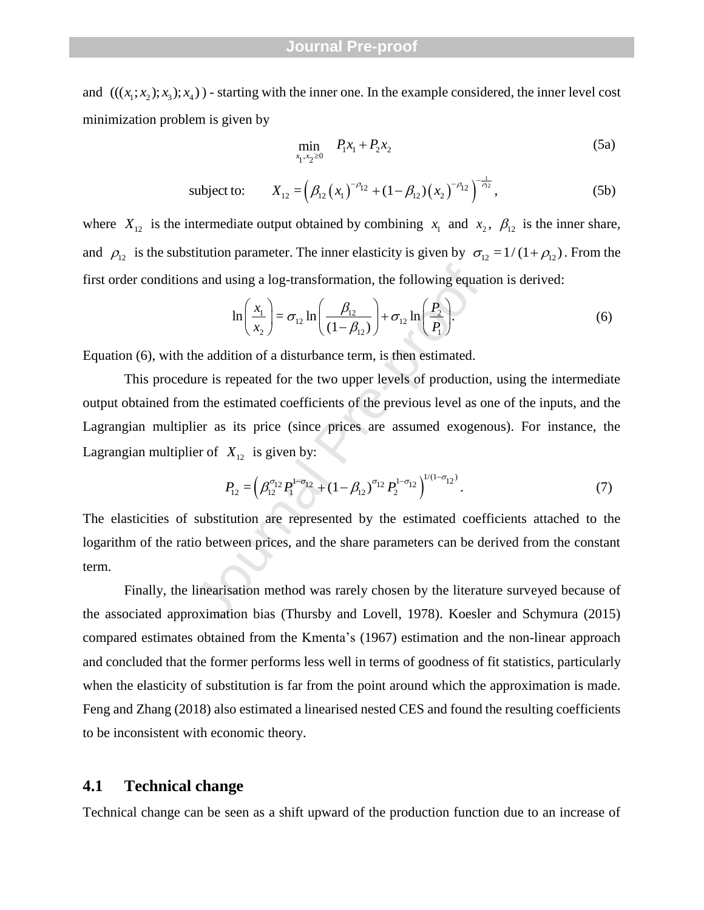and $(((x_1;x_2);x_3);x_4))$ - starting with the inner one. In the example considered, the inner level cost minimization problem is given by

$$\min_{x_1,x_2\geq 0} \quad P_1 x_1 + P_2 x_2 \tag{5a}$$

$$\text{subject to:} \qquad X_{12} = \left(\beta_{12}\left(x_1\right)^{-\rho_{12}} + (1-\beta_{12})\left(x_2\right)^{-\rho_{12}}\right)^{-\frac{1}{\rho_{12}}}, \tag{5b}$$

where $X_{12}$ is the intermediate output obtained by combining $x_1$ and $x_2$, $\beta_{12}$ is the inner share, and $\rho_{12}$ is the substitution parameter. The inner elasticity is given by $\sigma_{12} = 1/(1+\rho_{12})$. From the first order conditions and using a log-transformation, the following equation is derived:

$$\ln\left(\frac{x_1}{x_2}\right) = \sigma_{12}\ln\left(\frac{\beta_{12}}{(1-\beta_{12})}\right) + \sigma_{12}\ln\left(\frac{P_2}{P_1}\right). \tag{6}$$

Equation (6), with the addition of a disturbance term, is then estimated.

This procedure is repeated for the two upper levels of production, using the intermediate output obtained from the estimated coefficients of the previous level as one of the inputs, and the Lagrangian multiplier as its price (since prices are assumed exogenous). For instance, the Lagrangian multiplier of $X_{12}$ is given by:

$$P_{12} = \left(\beta_{12}^{\sigma_{12}} P_1^{1-\sigma_{12}} + (1-\beta_{12})^{\sigma_{12}} P_2^{1-\sigma_{12}}\right)^{1/(1-\sigma_{12})}. \tag{7}$$

The elasticities of substitution are represented by the estimated coefficients attached to the logarithm of the ratio between prices, and the share parameters can be derived from the constant term.

Finally, the linearisation method was rarely chosen by the literature surveyed because of the associated approximation bias (Thursby and Lovell, 1978). Koesler and Schymura (2015) compared estimates obtained from the Kmenta's (1967) estimation and the non-linear approach and concluded that the former performs less well in terms of goodness of fit statistics, particularly when the elasticity of substitution is far from the point around which the approximation is made. Feng and Zhang (2018) also estimated a linearised nested CES and found the resulting coefficients to be inconsistent with economic theory.

## 4.1 Technical change

Technical change can be seen as a shift upward of the production function due to an increase of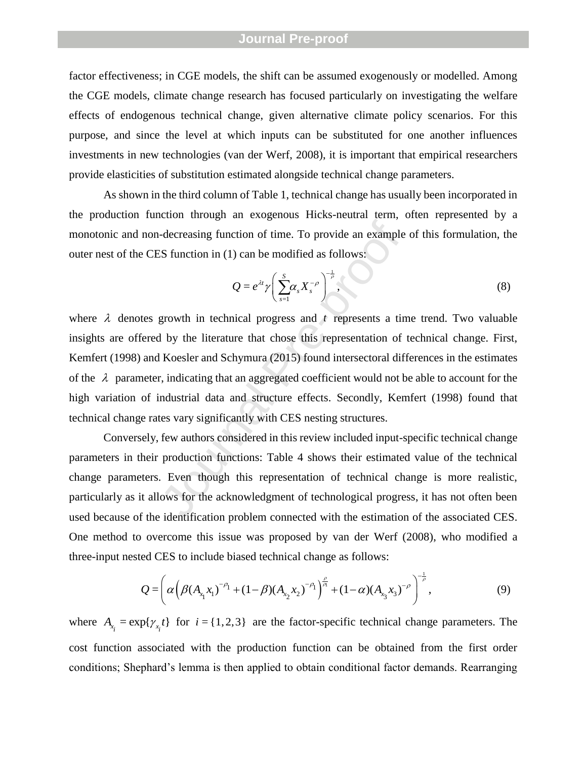factor effectiveness; in CGE models, the shift can be assumed exogenously or modelled. Among the CGE models, climate change research has focused particularly on investigating the welfare effects of endogenous technical change, given alternative climate policy scenarios. For this purpose, and since the level at which inputs can be substituted for one another influences investments in new technologies (van der Werf, 2008), it is important that empirical researchers provide elasticities of substitution estimated alongside technical change parameters.

As shown in the third column of Table 1, technical change has usually been incorporated in the production function through an exogenous Hicks-neutral term, often represented by a monotonic and non-decreasing function of time. To provide an example of this formulation, the outer nest of the CES function in (1) can be modified as follows:

$$Q = e^{\lambda t}\gamma\left(\sum_{s=1}^{S}\alpha_s X_s^{-\rho}\right)^{-\frac{1}{\rho}}, \tag{8}$$

where $\lambda$ denotes growth in technical progress and $t$ represents a time trend. Two valuable insights are offered by the literature that chose this representation of technical change. First, Kemfert (1998) and Koesler and Schymura (2015) found intersectoral differences in the estimates of the $\lambda$ parameter, indicating that an aggregated coefficient would not be able to account for the high variation of industrial data and structure effects. Secondly, Kemfert (1998) found that technical change rates vary significantly with CES nesting structures.

Conversely, few authors considered in this review included input-specific technical change parameters in their production functions: Table 4 shows their estimated value of the technical change parameters. Even though this representation of technical change is more realistic, particularly as it allows for the acknowledgment of technological progress, it has not often been used because of the identification problem connected with the estimation of the associated CES. One method to overcome this issue was proposed by van der Werf (2008), who modified a three-input nested CES to include biased technical change as follows:

$$Q = \left(\alpha\left(\beta(A_{x_1}x_1)^{-\rho_1} + (1-\beta)(A_{x_2}x_2)^{-\rho_1}\right)^{\frac{\rho}{\rho_1}} + (1-\alpha)(A_{x_3}x_3)^{-\rho}\right)^{-\frac{1}{\rho}}, \tag{9}$$

where $A_{x_i} = \exp\{\gamma_{x_i}t\}$ for $i = \{1,2,3\}$ are the factor-specific technical change parameters. The cost function associated with the production function can be obtained from the first order conditions; Shephard's lemma is then applied to obtain conditional factor demands. Rearranging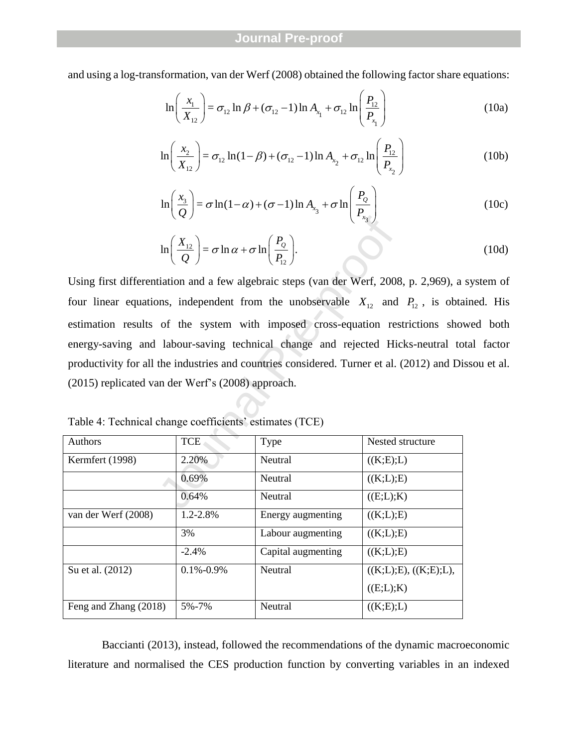and using a log-transformation, van der Werf (2008) obtained the following factor share equations:

$$\ln\left(\frac{x_1}{X_{12}}\right) = \sigma_{12}\ln\beta + (\sigma_{12}-1)\ln A_{x_1} + \sigma_{12}\ln\left(\frac{P_{12}}{P_{x_1}}\right) \tag{10a}$$

$$\ln\left(\frac{x_2}{X_{12}}\right) = \sigma_{12}\ln(1-\beta) + (\sigma_{12}-1)\ln A_{x_2} + \sigma_{12}\ln\left(\frac{P_{12}}{P_{x_2}}\right) \tag{10b}$$

$$\ln\left(\frac{x_3}{Q}\right) = \sigma\ln(1-\alpha) + (\sigma-1)\ln A_{x_3} + \sigma\ln\left(\frac{P_Q}{P_{x_3}}\right) \tag{10c}$$

$$\ln\left(\frac{X_{12}}{Q}\right) = \sigma\ln\alpha + \sigma\ln\left(\frac{P_Q}{P_{12}}\right). \tag{10d}$$

Using first differentiation and a few algebraic steps (van der Werf, 2008, p. 2,969), a system of four linear equations, independent from the unobservable $X_{12}$ and $P_{12}$, is obtained. His estimation results of the system with imposed cross-equation restrictions showed both energy-saving and labour-saving technical change and rejected Hicks-neutral total factor productivity for all the industries and countries considered. Turner et al. (2012) and Dissou et al. (2015) replicated van der Werf's (2008) approach.

Table 4: Technical change coefficients' estimates (TCE)

| Authors | TCE | Type | Nested structure |
|---|---|---|---|
| Kermfert (1998) | 2.20% | Neutral | ((K;E);L) |
| | 0.69% | Neutral | ((K;L);E) |
| | 0.64% | Neutral | ((E;L);K) |
| van der Werf (2008) | 1.2-2.8% | Energy augmenting | ((K;L);E) |
| | 3% | Labour augmenting | ((K;L);E) |
| | -2.4% | Capital augmenting | ((K;L);E) |
| Su et al. (2012) | 0.1%-0.9% | Neutral | ((K;L);E), ((K;E);L), ((E;L);K) |
| Feng and Zhang (2018) | 5%-7% | Neutral | ((K;E);L) |

Baccianti (2013), instead, followed the recommendations of the dynamic macroeconomic literature and normalised the CES production function by converting variables in an indexed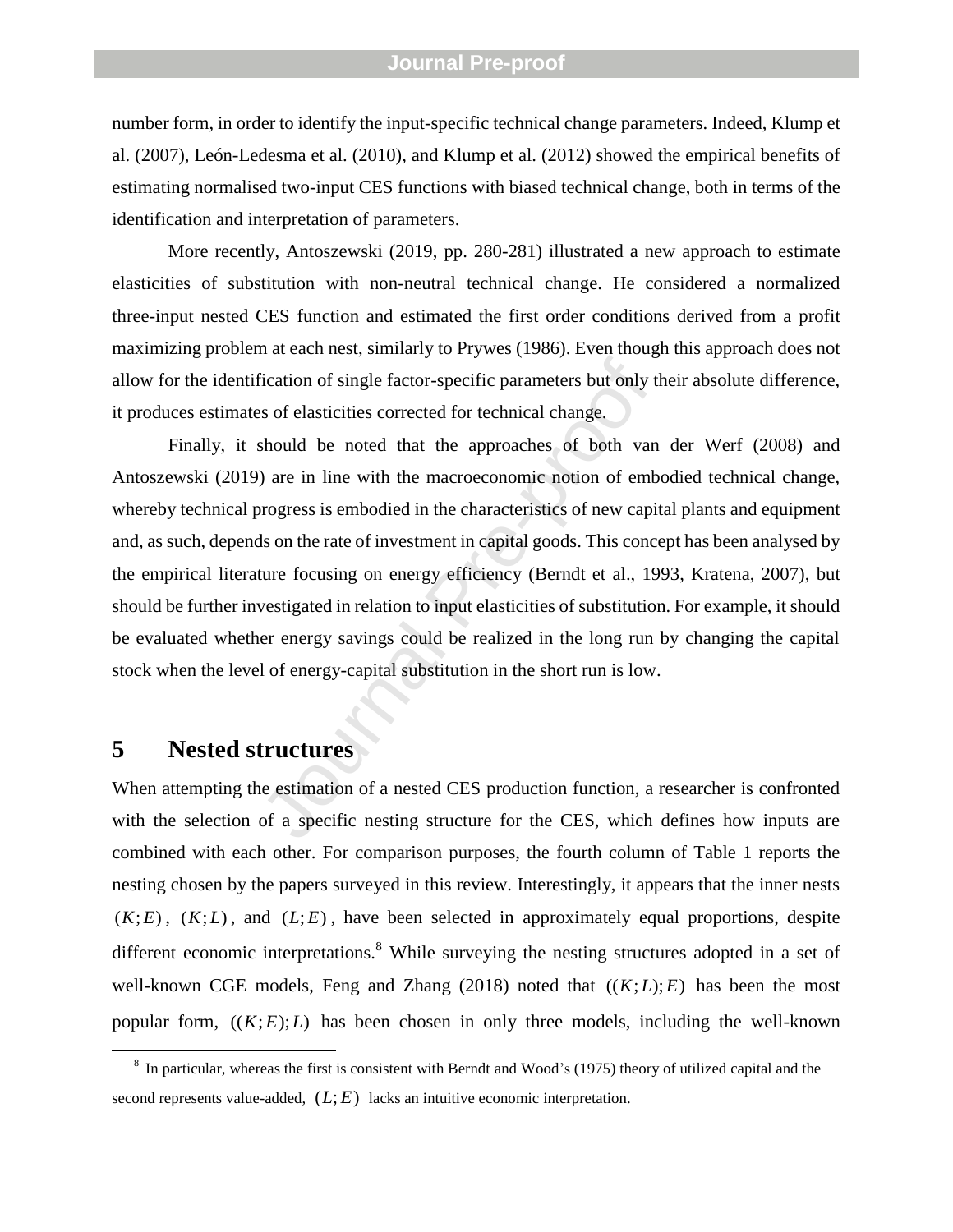number form, in order to identify the input-specific technical change parameters. Indeed, Klump et al. (2007), León-Ledesma et al. (2010), and Klump et al. (2012) showed the empirical benefits of estimating normalised two-input CES functions with biased technical change, both in terms of the identification and interpretation of parameters.

More recently, Antoszewski (2019, pp. 280-281) illustrated a new approach to estimate elasticities of substitution with non-neutral technical change. He considered a normalized three-input nested CES function and estimated the first order conditions derived from a profit maximizing problem at each nest, similarly to Prywes (1986). Even though this approach does not allow for the identification of single factor-specific parameters but only their absolute difference, it produces estimates of elasticities corrected for technical change.

Finally, it should be noted that the approaches of both van der Werf (2008) and Antoszewski (2019) are in line with the macroeconomic notion of embodied technical change, whereby technical progress is embodied in the characteristics of new capital plants and equipment and, as such, depends on the rate of investment in capital goods. This concept has been analysed by the empirical literature focusing on energy efficiency (Berndt et al., 1993, Kratena, 2007), but should be further investigated in relation to input elasticities of substitution. For example, it should be evaluated whether energy savings could be realized in the long run by changing the capital stock when the level of energy-capital substitution in the short run is low.

# 5 Nested structures

When attempting the estimation of a nested CES production function, a researcher is confronted with the selection of a specific nesting structure for the CES, which defines how inputs are combined with each other. For comparison purposes, the fourth column of Table 1 reports the nesting chosen by the papers surveyed in this review. Interestingly, it appears that the inner nests $(K;E)$, $(K;L)$, and $(L;E)$, have been selected in approximately equal proportions, despite different economic interpretations.[8] While surveying the nesting structures adopted in a set of well-known CGE models, Feng and Zhang (2018) noted that $((K;L);E)$ has been the most popular form, $((K;E);L)$ has been chosen in only three models, including the well-known

[8] In particular, whereas the first is consistent with Berndt and Wood's (1975) theory of utilized capital and the second represents value-added, $(L;E)$ lacks an intuitive economic interpretation.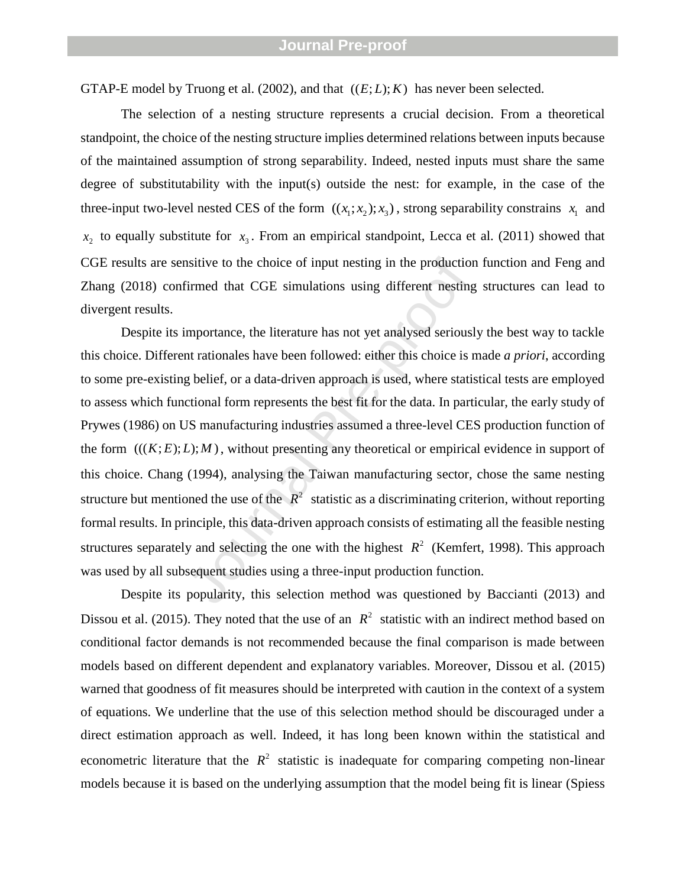GTAP-E model by Truong et al. (2002), and that $((E;L);K)$ has never been selected.

The selection of a nesting structure represents a crucial decision. From a theoretical standpoint, the choice of the nesting structure implies determined relations between inputs because of the maintained assumption of strong separability. Indeed, nested inputs must share the same degree of substitutability with the input(s) outside the nest: for example, in the case of the three-input two-level nested CES of the form $((x_1;x_2);x_3)$, strong separability constrains $x_1$ and $x_2$ to equally substitute for $x_3$. From an empirical standpoint, Lecca et al. (2011) showed that CGE results are sensitive to the choice of input nesting in the production function and Feng and Zhang (2018) confirmed that CGE simulations using different nesting structures can lead to divergent results.

Despite its importance, the literature has not yet analysed seriously the best way to tackle this choice. Different rationales have been followed: either this choice is made *a priori*, according to some pre-existing belief, or a data-driven approach is used, where statistical tests are employed to assess which functional form represents the best fit for the data. In particular, the early study of Prywes (1986) on US manufacturing industries assumed a three-level CES production function of the form $(((K;E);L);M)$, without presenting any theoretical or empirical evidence in support of this choice. Chang (1994), analysing the Taiwan manufacturing sector, chose the same nesting structure but mentioned the use of the $R^2$ statistic as a discriminating criterion, without reporting formal results. In principle, this data-driven approach consists of estimating all the feasible nesting structures separately and selecting the one with the highest $R^2$ (Kemfert, 1998). This approach was used by all subsequent studies using a three-input production function.

Despite its popularity, this selection method was questioned by Baccianti (2013) and Dissou et al. (2015). They noted that the use of an $R^2$ statistic with an indirect method based on conditional factor demands is not recommended because the final comparison is made between models based on different dependent and explanatory variables. Moreover, Dissou et al. (2015) warned that goodness of fit measures should be interpreted with caution in the context of a system of equations. We underline that the use of this selection method should be discouraged under a direct estimation approach as well. Indeed, it has long been known within the statistical and econometric literature that the $R^2$ statistic is inadequate for comparing competing non-linear models because it is based on the underlying assumption that the model being fit is linear (Spiess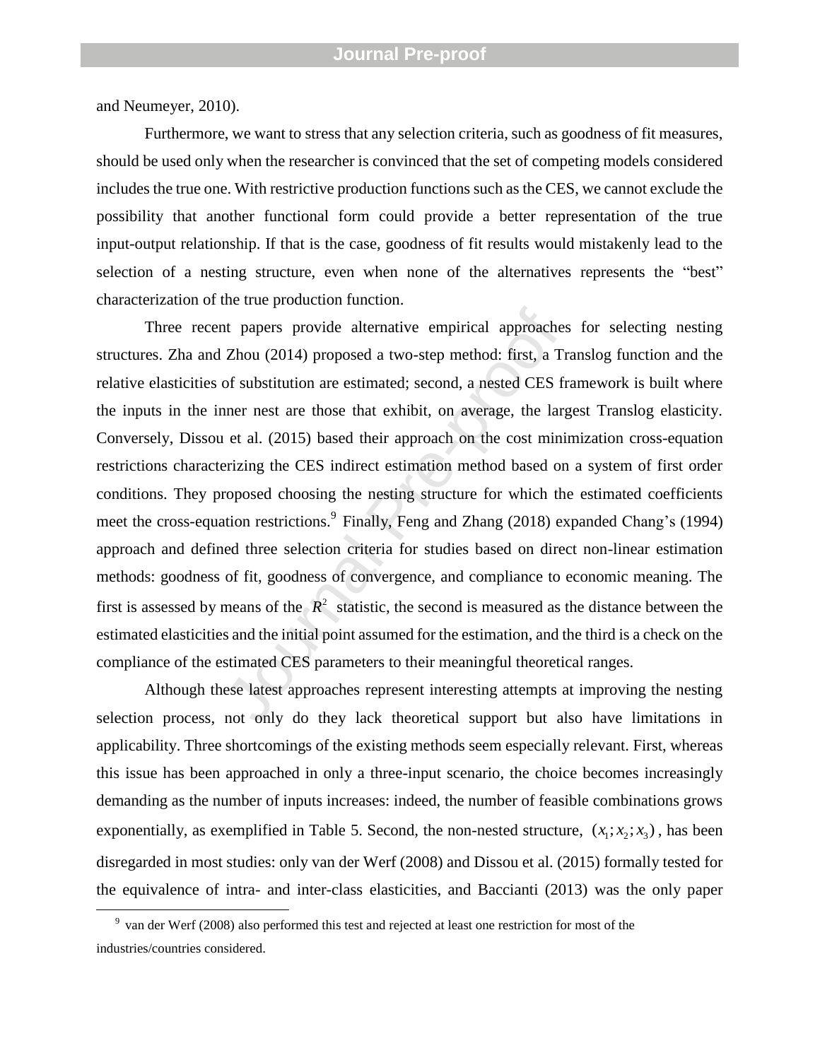and Neumeyer, 2010).

Furthermore, we want to stress that any selection criteria, such as goodness of fit measures, should be used only when the researcher is convinced that the set of competing models considered includes the true one. With restrictive production functions such as the CES, we cannot exclude the possibility that another functional form could provide a better representation of the true input-output relationship. If that is the case, goodness of fit results would mistakenly lead to the selection of a nesting structure, even when none of the alternatives represents the "best" characterization of the true production function.

Three recent papers provide alternative empirical approaches for selecting nesting structures. Zha and Zhou (2014) proposed a two-step method: first, a Translog function and the relative elasticities of substitution are estimated; second, a nested CES framework is built where the inputs in the inner nest are those that exhibit, on average, the largest Translog elasticity. Conversely, Dissou et al. (2015) based their approach on the cost minimization cross-equation restrictions characterizing the CES indirect estimation method based on a system of first order conditions. They proposed choosing the nesting structure for which the estimated coefficients meet the cross-equation restrictions.[9] Finally, Feng and Zhang (2018) expanded Chang's (1994) approach and defined three selection criteria for studies based on direct non-linear estimation methods: goodness of fit, goodness of convergence, and compliance to economic meaning. The first is assessed by means of the $R^2$ statistic, the second is measured as the distance between the estimated elasticities and the initial point assumed for the estimation, and the third is a check on the compliance of the estimated CES parameters to their meaningful theoretical ranges.

Although these latest approaches represent interesting attempts at improving the nesting selection process, not only do they lack theoretical support but also have limitations in applicability. Three shortcomings of the existing methods seem especially relevant. First, whereas this issue has been approached in only a three-input scenario, the choice becomes increasingly demanding as the number of inputs increases: indeed, the number of feasible combinations grows exponentially, as exemplified in Table 5. Second, the non-nested structure, $(x_1; x_2; x_3)$, has been disregarded in most studies: only van der Werf (2008) and Dissou et al. (2015) formally tested for the equivalence of intra- and inter-class elasticities, and Baccianti (2013) was the only paper

[9] van der Werf (2008) also performed this test and rejected at least one restriction for most of the industries/countries considered.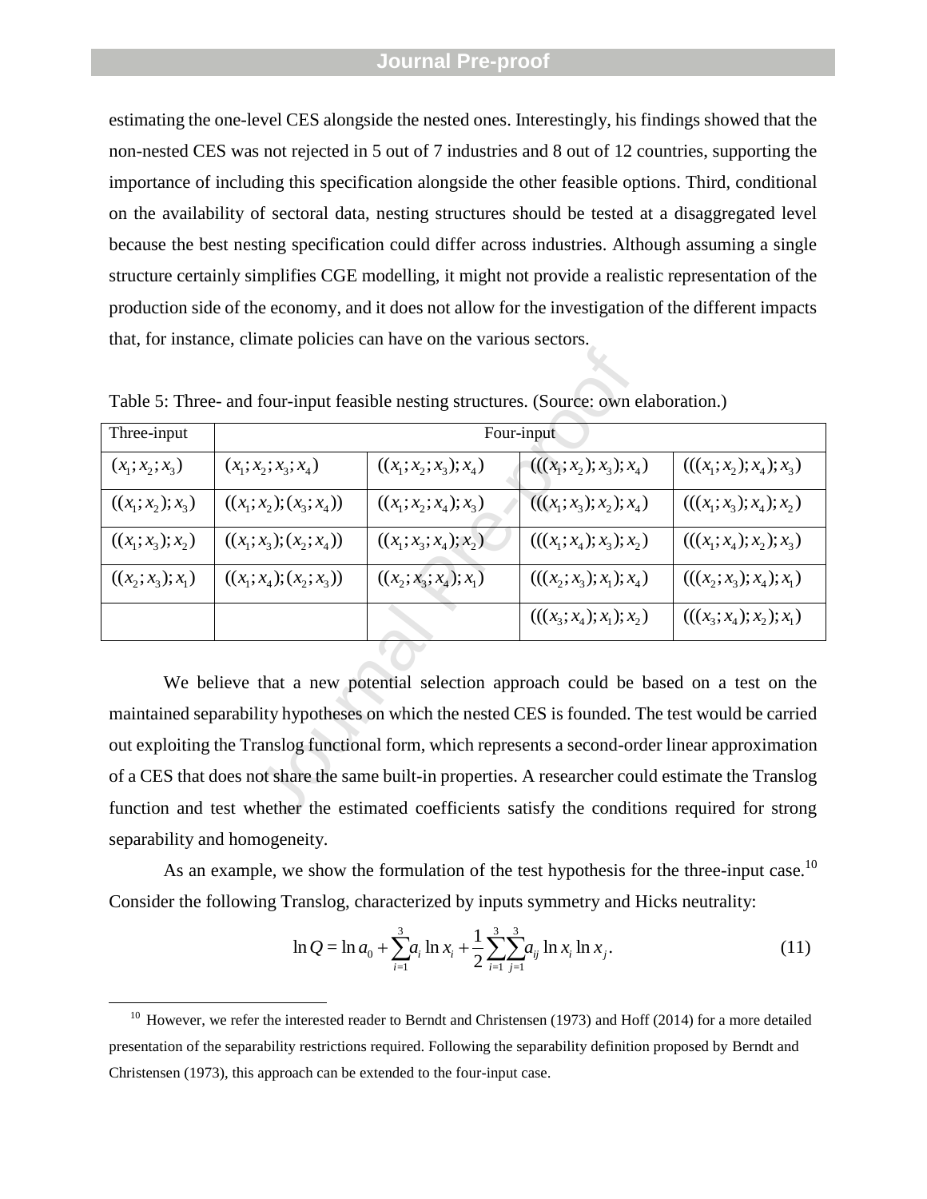estimating the one-level CES alongside the nested ones. Interestingly, his findings showed that the non-nested CES was not rejected in 5 out of 7 industries and 8 out of 12 countries, supporting the importance of including this specification alongside the other feasible options. Third, conditional on the availability of sectoral data, nesting structures should be tested at a disaggregated level because the best nesting specification could differ across industries. Although assuming a single structure certainly simplifies CGE modelling, it might not provide a realistic representation of the production side of the economy, and it does not allow for the investigation of the different impacts that, for instance, climate policies can have on the various sectors.

Table 5: Three- and four-input feasible nesting structures. (Source: own elaboration.)

| Three-input | Four-input | | | |
|---|---|---|---|---|
| $(x_1;x_2;x_3)$ | $(x_1;x_2;x_3;x_4)$ | $((x_1;x_2;x_3);x_4)$ | $(((x_1;x_2);x_3);x_4)$ | $(((x_1;x_2);x_4);x_3)$ |
| $((x_1;x_2);x_3)$ | $((x_1;x_2);(x_3;x_4))$ | $((x_1;x_2;x_4);x_3)$ | $(((x_1;x_3);x_2);x_4)$ | $(((x_1;x_3);x_4);x_2)$ |
| $((x_1;x_3);x_2)$ | $((x_1;x_3);(x_2;x_4))$ | $((x_1;x_3;x_4);x_2)$ | $(((x_1;x_4);x_3);x_2)$ | $(((x_1;x_4);x_2);x_3)$ |
| $((x_2;x_3);x_1)$ | $((x_1;x_4);(x_2;x_3))$ | $((x_2;x_3;x_4);x_1)$ | $(((x_2;x_3);x_1);x_4)$ | $(((x_2;x_3);x_4);x_1)$ |
| | | | $(((x_3;x_4);x_1);x_2)$ | $(((x_3;x_4);x_2);x_1)$ |

We believe that a new potential selection approach could be based on a test on the maintained separability hypotheses on which the nested CES is founded. The test would be carried out exploiting the Translog functional form, which represents a second-order linear approximation of a CES that does not share the same built-in properties. A researcher could estimate the Translog function and test whether the estimated coefficients satisfy the conditions required for strong separability and homogeneity.

As an example, we show the formulation of the test hypothesis for the three-input case.[10] Consider the following Translog, characterized by inputs symmetry and Hicks neutrality:

$$\ln Q = \ln a_0 + \sum_{i=1}^{3} a_i \ln x_i + \frac{1}{2}\sum_{i=1}^{3}\sum_{j=1}^{3} a_{ij} \ln x_i \ln x_j. \tag{11}$$

[10] However, we refer the interested reader to Berndt and Christensen (1973) and Hoff (2014) for a more detailed presentation of the separability restrictions required. Following the separability definition proposed by Berndt and Christensen (1973), this approach can be extended to the four-input case.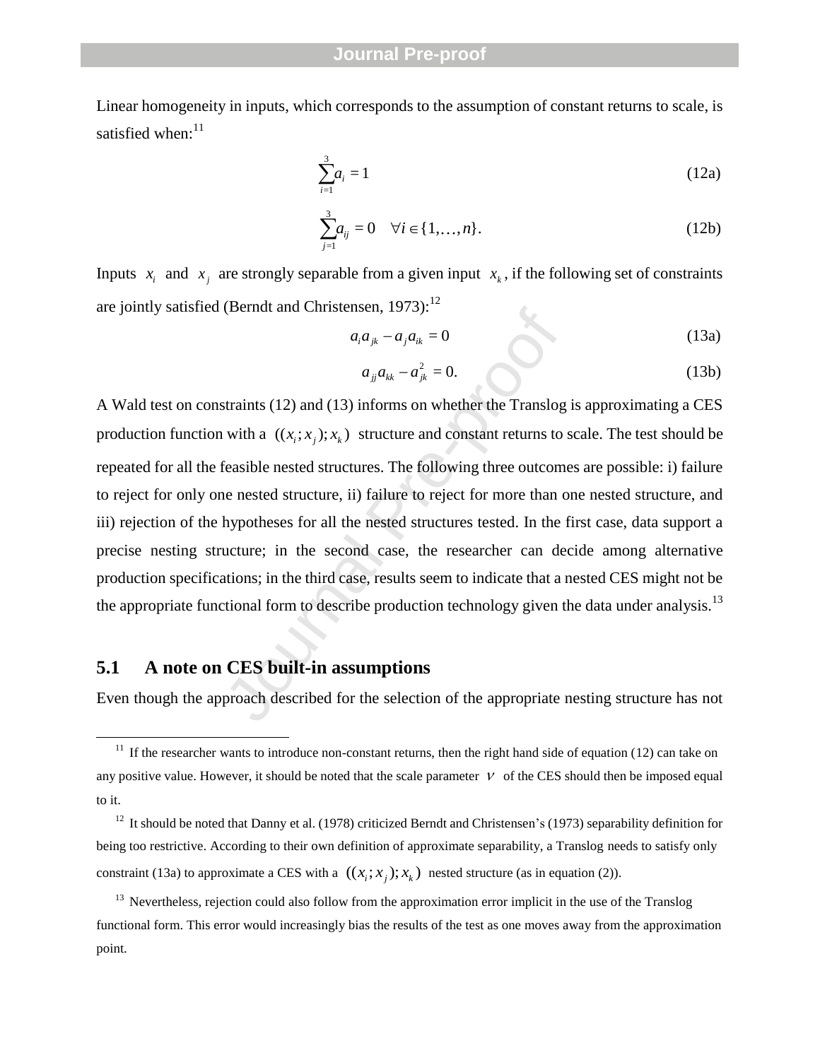Linear homogeneity in inputs, which corresponds to the assumption of constant returns to scale, is satisfied when:[11]

$$\sum_{i=1}^{3} a_i = 1 \tag{12a}$$

$$\sum_{j=1}^{3} a_{ij} = 0 \quad \forall i \in \{1, \ldots, n\}. \tag{12b}$$

Inputs $x_i$ and $x_j$ are strongly separable from a given input $x_k$, if the following set of constraints are jointly satisfied (Berndt and Christensen, 1973):[12]

$$a_i a_{jk} - a_j a_{ik} = 0 \tag{13a}$$

$$a_{jj} a_{kk} - a_{jk}^2 = 0. \tag{13b}$$

A Wald test on constraints (12) and (13) informs on whether the Translog is approximating a CES production function with a $((x_i; x_j); x_k)$ structure and constant returns to scale. The test should be repeated for all the feasible nested structures. The following three outcomes are possible: i) failure to reject for only one nested structure, ii) failure to reject for more than one nested structure, and iii) rejection of the hypotheses for all the nested structures tested. In the first case, data support a precise nesting structure; in the second case, the researcher can decide among alternative production specifications; in the third case, results seem to indicate that a nested CES might not be the appropriate functional form to describe production technology given the data under analysis.[13]

## 5.1 A note on CES built-in assumptions

Even though the approach described for the selection of the appropriate nesting structure has not

---

[11] If the researcher wants to introduce non-constant returns, then the right hand side of equation (12) can take on any positive value. However, it should be noted that the scale parameter $\nu$ of the CES should then be imposed equal to it.

[12] It should be noted that Danny et al. (1978) criticized Berndt and Christensen's (1973) separability definition for being too restrictive. According to their own definition of approximate separability, a Translog needs to satisfy only constraint (13a) to approximate a CES with a $((x_i; x_j); x_k)$ nested structure (as in equation (2)).

[13] Nevertheless, rejection could also follow from the approximation error implicit in the use of the Translog functional form. This error would increasingly bias the results of the test as one moves away from the approximation point.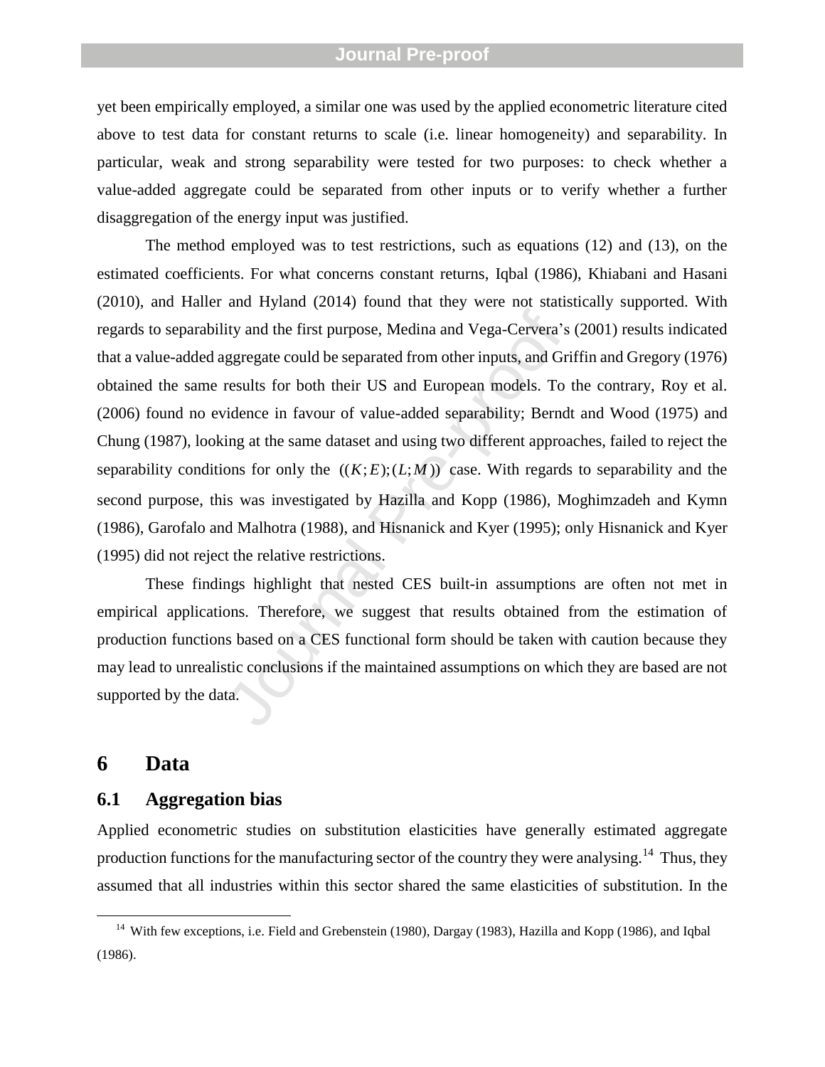yet been empirically employed, a similar one was used by the applied econometric literature cited above to test data for constant returns to scale (i.e. linear homogeneity) and separability. In particular, weak and strong separability were tested for two purposes: to check whether a value-added aggregate could be separated from other inputs or to verify whether a further disaggregation of the energy input was justified.

The method employed was to test restrictions, such as equations (12) and (13), on the estimated coefficients. For what concerns constant returns, Iqbal (1986), Khiabani and Hasani (2010), and Haller and Hyland (2014) found that they were not statistically supported. With regards to separability and the first purpose, Medina and Vega-Cervera's (2001) results indicated that a value-added aggregate could be separated from other inputs, and Griffin and Gregory (1976) obtained the same results for both their US and European models. To the contrary, Roy et al. (2006) found no evidence in favour of value-added separability; Berndt and Wood (1975) and Chung (1987), looking at the same dataset and using two different approaches, failed to reject the separability conditions for only the $((K;E);(L;M))$ case. With regards to separability and the second purpose, this was investigated by Hazilla and Kopp (1986), Moghimzadeh and Kymn (1986), Garofalo and Malhotra (1988), and Hisnanick and Kyer (1995); only Hisnanick and Kyer (1995) did not reject the relative restrictions.

These findings highlight that nested CES built-in assumptions are often not met in empirical applications. Therefore, we suggest that results obtained from the estimation of production functions based on a CES functional form should be taken with caution because they may lead to unrealistic conclusions if the maintained assumptions on which they are based are not supported by the data.

# 6 Data

## 6.1 Aggregation bias

Applied econometric studies on substitution elasticities have generally estimated aggregate production functions for the manufacturing sector of the country they were analysing.[14] Thus, they assumed that all industries within this sector shared the same elasticities of substitution. In the

[14] With few exceptions, i.e. Field and Grebenstein (1980), Dargay (1983), Hazilla and Kopp (1986), and Iqbal (1986).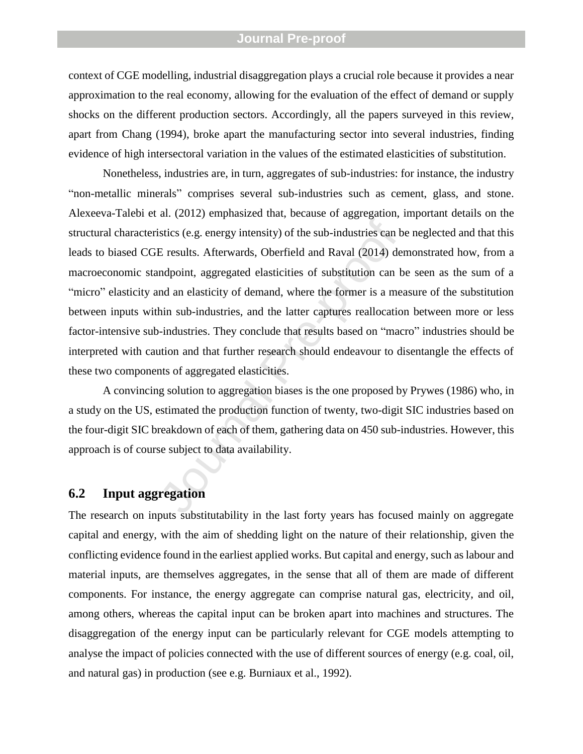context of CGE modelling, industrial disaggregation plays a crucial role because it provides a near approximation to the real economy, allowing for the evaluation of the effect of demand or supply shocks on the different production sectors. Accordingly, all the papers surveyed in this review, apart from Chang (1994), broke apart the manufacturing sector into several industries, finding evidence of high intersectoral variation in the values of the estimated elasticities of substitution.

Nonetheless, industries are, in turn, aggregates of sub-industries: for instance, the industry "non-metallic minerals" comprises several sub-industries such as cement, glass, and stone. Alexeeva-Talebi et al. (2012) emphasized that, because of aggregation, important details on the structural characteristics (e.g. energy intensity) of the sub-industries can be neglected and that this leads to biased CGE results. Afterwards, Oberfield and Raval (2014) demonstrated how, from a macroeconomic standpoint, aggregated elasticities of substitution can be seen as the sum of a "micro" elasticity and an elasticity of demand, where the former is a measure of the substitution between inputs within sub-industries, and the latter captures reallocation between more or less factor-intensive sub-industries. They conclude that results based on "macro" industries should be interpreted with caution and that further research should endeavour to disentangle the effects of these two components of aggregated elasticities.

A convincing solution to aggregation biases is the one proposed by Prywes (1986) who, in a study on the US, estimated the production function of twenty, two-digit SIC industries based on the four-digit SIC breakdown of each of them, gathering data on 450 sub-industries. However, this approach is of course subject to data availability.

## 6.2 Input aggregation

The research on inputs substitutability in the last forty years has focused mainly on aggregate capital and energy, with the aim of shedding light on the nature of their relationship, given the conflicting evidence found in the earliest applied works. But capital and energy, such as labour and material inputs, are themselves aggregates, in the sense that all of them are made of different components. For instance, the energy aggregate can comprise natural gas, electricity, and oil, among others, whereas the capital input can be broken apart into machines and structures. The disaggregation of the energy input can be particularly relevant for CGE models attempting to analyse the impact of policies connected with the use of different sources of energy (e.g. coal, oil, and natural gas) in production (see e.g. Burniaux et al., 1992).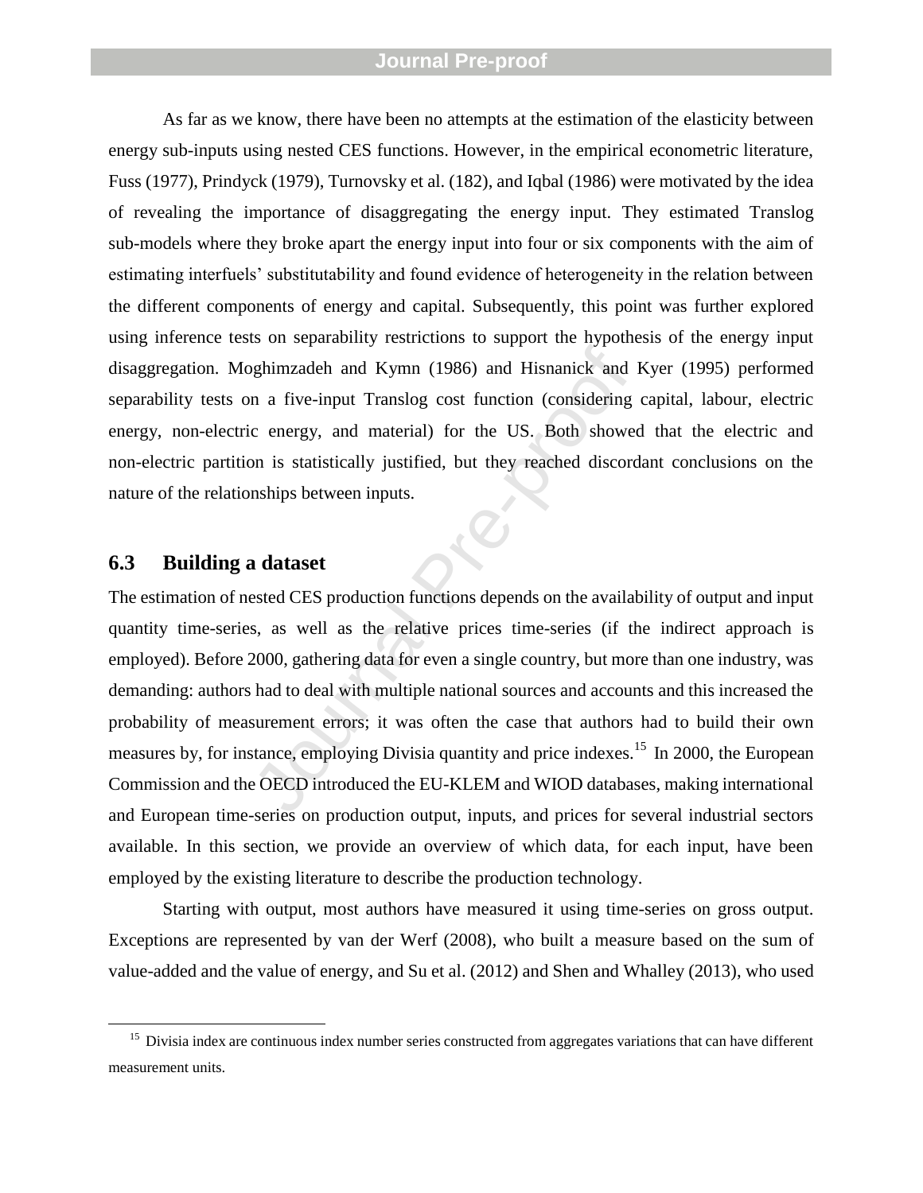As far as we know, there have been no attempts at the estimation of the elasticity between energy sub-inputs using nested CES functions. However, in the empirical econometric literature, Fuss (1977), Prindyck (1979), Turnovsky et al. (182), and Iqbal (1986) were motivated by the idea of revealing the importance of disaggregating the energy input. They estimated Translog sub-models where they broke apart the energy input into four or six components with the aim of estimating interfuels' substitutability and found evidence of heterogeneity in the relation between the different components of energy and capital. Subsequently, this point was further explored using inference tests on separability restrictions to support the hypothesis of the energy input disaggregation. Moghimzadeh and Kymn (1986) and Hisnanick and Kyer (1995) performed separability tests on a five-input Translog cost function (considering capital, labour, electric energy, non-electric energy, and material) for the US. Both showed that the electric and non-electric partition is statistically justified, but they reached discordant conclusions on the nature of the relationships between inputs.

## 6.3 Building a dataset

The estimation of nested CES production functions depends on the availability of output and input quantity time-series, as well as the relative prices time-series (if the indirect approach is employed). Before 2000, gathering data for even a single country, but more than one industry, was demanding: authors had to deal with multiple national sources and accounts and this increased the probability of measurement errors; it was often the case that authors had to build their own measures by, for instance, employing Divisia quantity and price indexes.[15] In 2000, the European Commission and the OECD introduced the EU-KLEM and WIOD databases, making international and European time-series on production output, inputs, and prices for several industrial sectors available. In this section, we provide an overview of which data, for each input, have been employed by the existing literature to describe the production technology.

Starting with output, most authors have measured it using time-series on gross output. Exceptions are represented by van der Werf (2008), who built a measure based on the sum of value-added and the value of energy, and Su et al. (2012) and Shen and Whalley (2013), who used

[15] Divisia index are continuous index number series constructed from aggregates variations that can have different measurement units.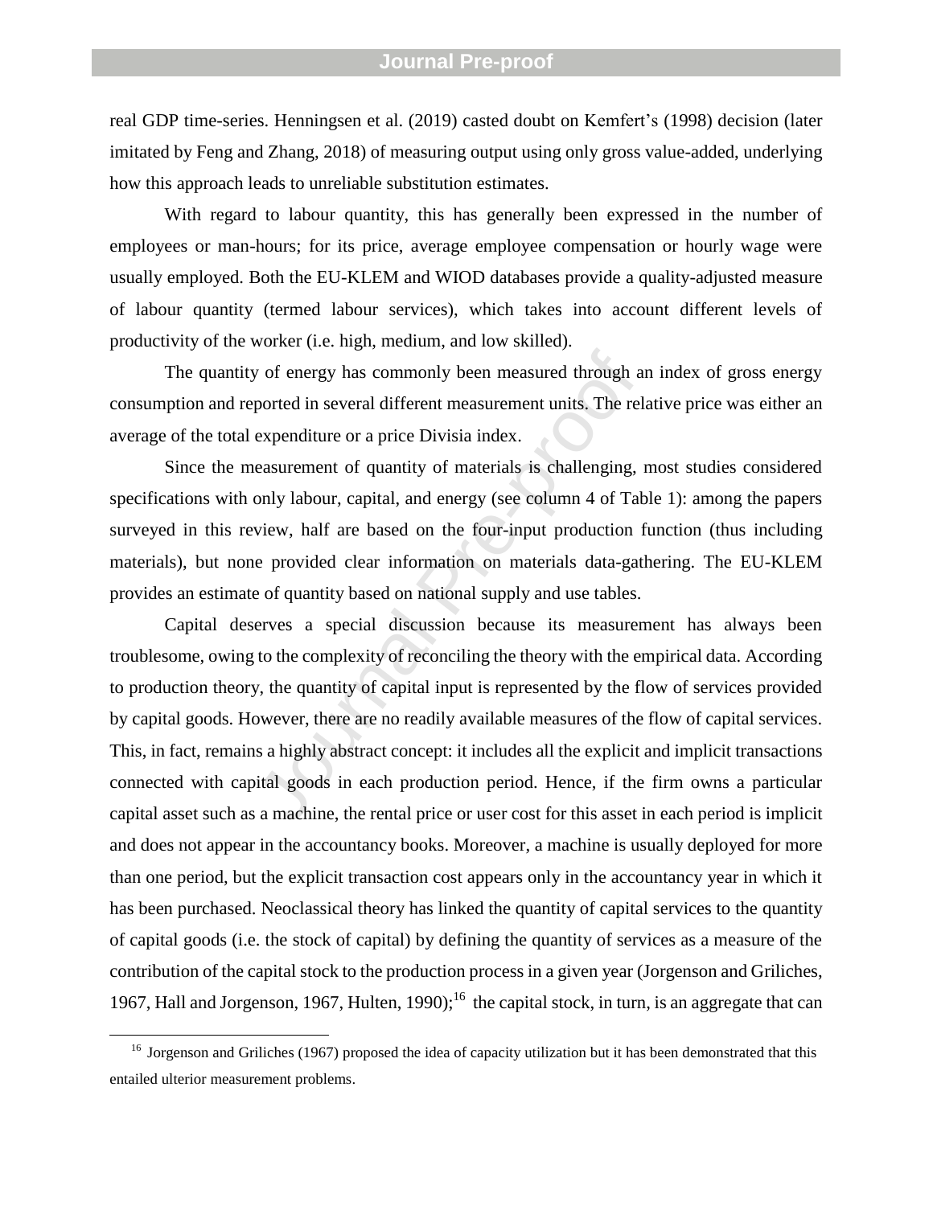real GDP time-series. Henningsen et al. (2019) casted doubt on Kemfert's (1998) decision (later imitated by Feng and Zhang, 2018) of measuring output using only gross value-added, underlying how this approach leads to unreliable substitution estimates.

With regard to labour quantity, this has generally been expressed in the number of employees or man-hours; for its price, average employee compensation or hourly wage were usually employed. Both the EU-KLEM and WIOD databases provide a quality-adjusted measure of labour quantity (termed labour services), which takes into account different levels of productivity of the worker (i.e. high, medium, and low skilled).

The quantity of energy has commonly been measured through an index of gross energy consumption and reported in several different measurement units. The relative price was either an average of the total expenditure or a price Divisia index.

Since the measurement of quantity of materials is challenging, most studies considered specifications with only labour, capital, and energy (see column 4 of Table 1): among the papers surveyed in this review, half are based on the four-input production function (thus including materials), but none provided clear information on materials data-gathering. The EU-KLEM provides an estimate of quantity based on national supply and use tables.

Capital deserves a special discussion because its measurement has always been troublesome, owing to the complexity of reconciling the theory with the empirical data. According to production theory, the quantity of capital input is represented by the flow of services provided by capital goods. However, there are no readily available measures of the flow of capital services. This, in fact, remains a highly abstract concept: it includes all the explicit and implicit transactions connected with capital goods in each production period. Hence, if the firm owns a particular capital asset such as a machine, the rental price or user cost for this asset in each period is implicit and does not appear in the accountancy books. Moreover, a machine is usually deployed for more than one period, but the explicit transaction cost appears only in the accountancy year in which it has been purchased. Neoclassical theory has linked the quantity of capital services to the quantity of capital goods (i.e. the stock of capital) by defining the quantity of services as a measure of the contribution of the capital stock to the production process in a given year (Jorgenson and Griliches, 1967, Hall and Jorgenson, 1967, Hulten, 1990);[16] the capital stock, in turn, is an aggregate that can

[16] Jorgenson and Griliches (1967) proposed the idea of capacity utilization but it has been demonstrated that this entailed ulterior measurement problems.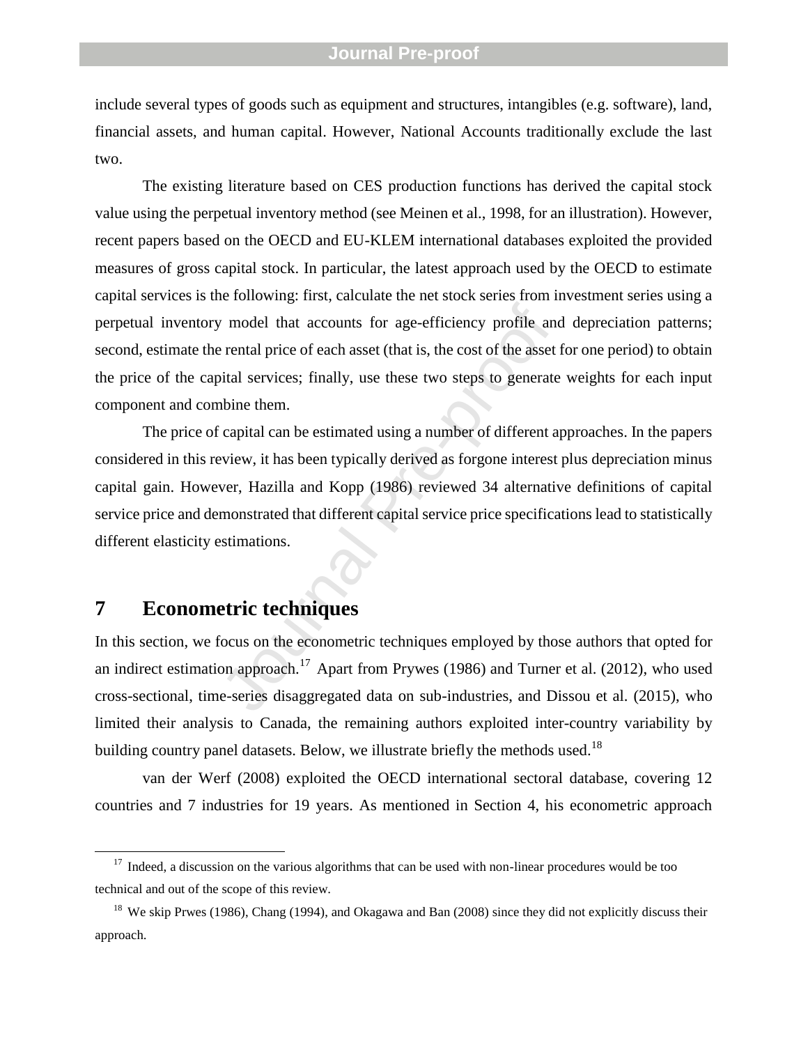include several types of goods such as equipment and structures, intangibles (e.g. software), land, financial assets, and human capital. However, National Accounts traditionally exclude the last two.

The existing literature based on CES production functions has derived the capital stock value using the perpetual inventory method (see Meinen et al., 1998, for an illustration). However, recent papers based on the OECD and EU-KLEM international databases exploited the provided measures of gross capital stock. In particular, the latest approach used by the OECD to estimate capital services is the following: first, calculate the net stock series from investment series using a perpetual inventory model that accounts for age-efficiency profile and depreciation patterns; second, estimate the rental price of each asset (that is, the cost of the asset for one period) to obtain the price of the capital services; finally, use these two steps to generate weights for each input component and combine them.

The price of capital can be estimated using a number of different approaches. In the papers considered in this review, it has been typically derived as forgone interest plus depreciation minus capital gain. However, Hazilla and Kopp (1986) reviewed 34 alternative definitions of capital service price and demonstrated that different capital service price specifications lead to statistically different elasticity estimations.

# 7 Econometric techniques

In this section, we focus on the econometric techniques employed by those authors that opted for an indirect estimation approach.[17] Apart from Prywes (1986) and Turner et al. (2012), who used cross-sectional, time-series disaggregated data on sub-industries, and Dissou et al. (2015), who limited their analysis to Canada, the remaining authors exploited inter-country variability by building country panel datasets. Below, we illustrate briefly the methods used.[18]

van der Werf (2008) exploited the OECD international sectoral database, covering 12 countries and 7 industries for 19 years. As mentioned in Section 4, his econometric approach

---

[17] Indeed, a discussion on the various algorithms that can be used with non-linear procedures would be too technical and out of the scope of this review.

[18] We skip Prwes (1986), Chang (1994), and Okagawa and Ban (2008) since they did not explicitly discuss their approach.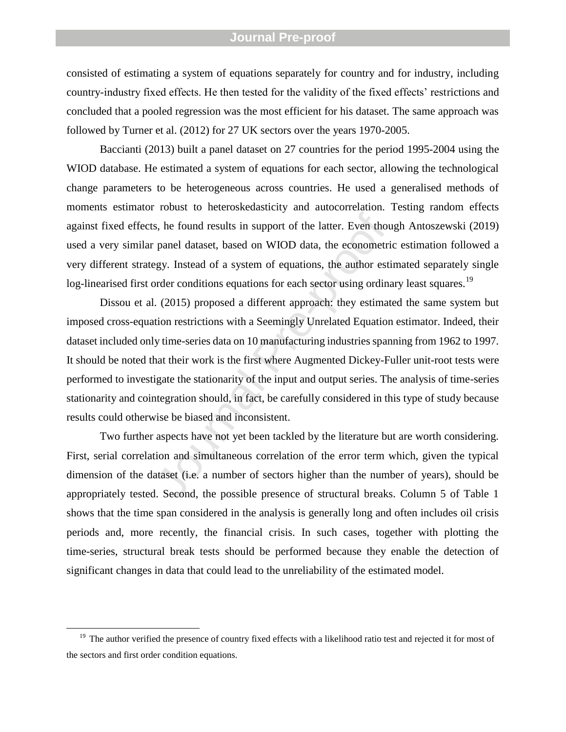consisted of estimating a system of equations separately for country and for industry, including country-industry fixed effects. He then tested for the validity of the fixed effects' restrictions and concluded that a pooled regression was the most efficient for his dataset. The same approach was followed by Turner et al. (2012) for 27 UK sectors over the years 1970-2005.

Baccianti (2013) built a panel dataset on 27 countries for the period 1995-2004 using the WIOD database. He estimated a system of equations for each sector, allowing the technological change parameters to be heterogeneous across countries. He used a generalised methods of moments estimator robust to heteroskedasticity and autocorrelation. Testing random effects against fixed effects, he found results in support of the latter. Even though Antoszewski (2019) used a very similar panel dataset, based on WIOD data, the econometric estimation followed a very different strategy. Instead of a system of equations, the author estimated separately single log-linearised first order conditions equations for each sector using ordinary least squares.[19]

Dissou et al. (2015) proposed a different approach: they estimated the same system but imposed cross-equation restrictions with a Seemingly Unrelated Equation estimator. Indeed, their dataset included only time-series data on 10 manufacturing industries spanning from 1962 to 1997. It should be noted that their work is the first where Augmented Dickey-Fuller unit-root tests were performed to investigate the stationarity of the input and output series. The analysis of time-series stationarity and cointegration should, in fact, be carefully considered in this type of study because results could otherwise be biased and inconsistent.

Two further aspects have not yet been tackled by the literature but are worth considering. First, serial correlation and simultaneous correlation of the error term which, given the typical dimension of the dataset (i.e. a number of sectors higher than the number of years), should be appropriately tested. Second, the possible presence of structural breaks. Column 5 of Table 1 shows that the time span considered in the analysis is generally long and often includes oil crisis periods and, more recently, the financial crisis. In such cases, together with plotting the time-series, structural break tests should be performed because they enable the detection of significant changes in data that could lead to the unreliability of the estimated model.

[19] The author verified the presence of country fixed effects with a likelihood ratio test and rejected it for most of the sectors and first order condition equations.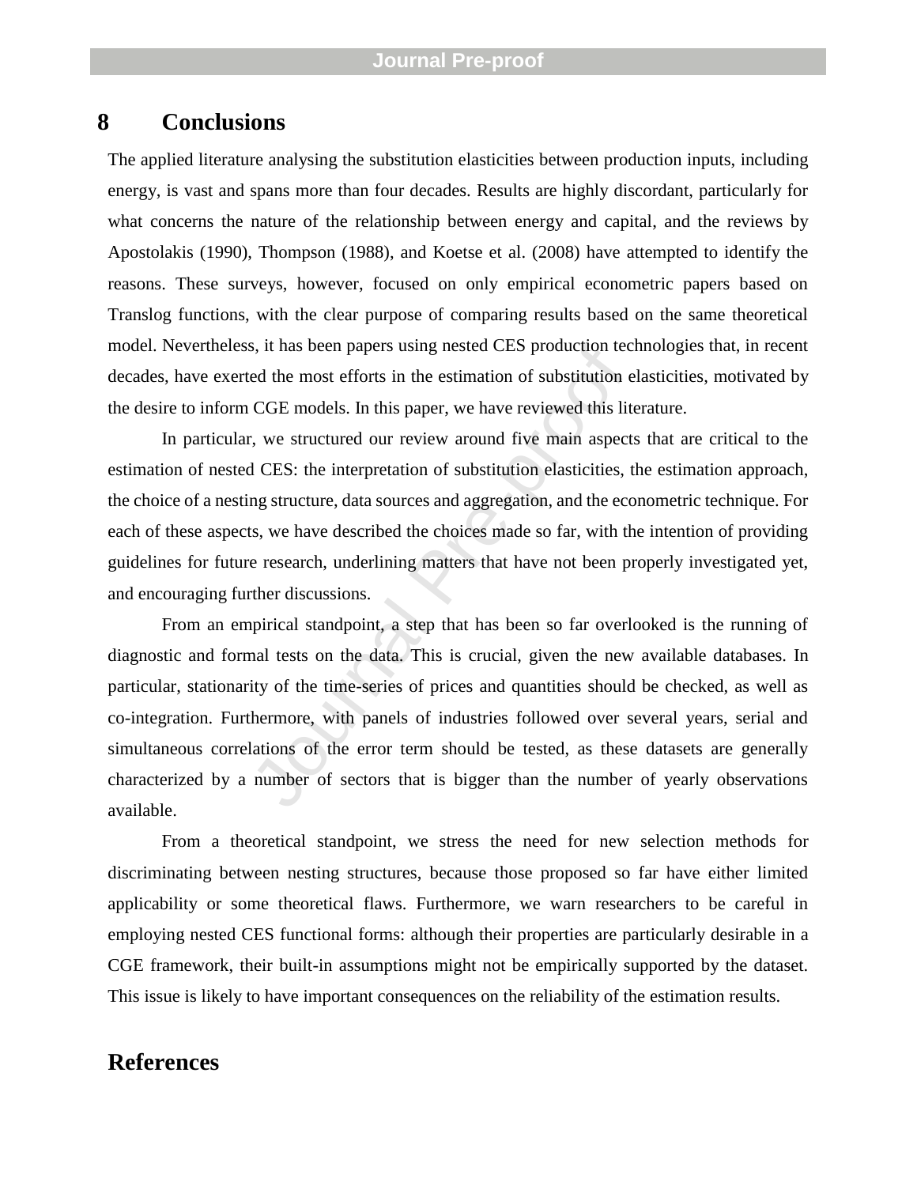# 8 Conclusions

The applied literature analysing the substitution elasticities between production inputs, including energy, is vast and spans more than four decades. Results are highly discordant, particularly for what concerns the nature of the relationship between energy and capital, and the reviews by Apostolakis (1990), Thompson (1988), and Koetse et al. (2008) have attempted to identify the reasons. These surveys, however, focused on only empirical econometric papers based on Translog functions, with the clear purpose of comparing results based on the same theoretical model. Nevertheless, it has been papers using nested CES production technologies that, in recent decades, have exerted the most efforts in the estimation of substitution elasticities, motivated by the desire to inform CGE models. In this paper, we have reviewed this literature.

In particular, we structured our review around five main aspects that are critical to the estimation of nested CES: the interpretation of substitution elasticities, the estimation approach, the choice of a nesting structure, data sources and aggregation, and the econometric technique. For each of these aspects, we have described the choices made so far, with the intention of providing guidelines for future research, underlining matters that have not been properly investigated yet, and encouraging further discussions.

From an empirical standpoint, a step that has been so far overlooked is the running of diagnostic and formal tests on the data. This is crucial, given the new available databases. In particular, stationarity of the time-series of prices and quantities should be checked, as well as co-integration. Furthermore, with panels of industries followed over several years, serial and simultaneous correlations of the error term should be tested, as these datasets are generally characterized by a number of sectors that is bigger than the number of yearly observations available.

From a theoretical standpoint, we stress the need for new selection methods for discriminating between nesting structures, because those proposed so far have either limited applicability or some theoretical flaws. Furthermore, we warn researchers to be careful in employing nested CES functional forms: although their properties are particularly desirable in a CGE framework, their built-in assumptions might not be empirically supported by the dataset. This issue is likely to have important consequences on the reliability of the estimation results.

# References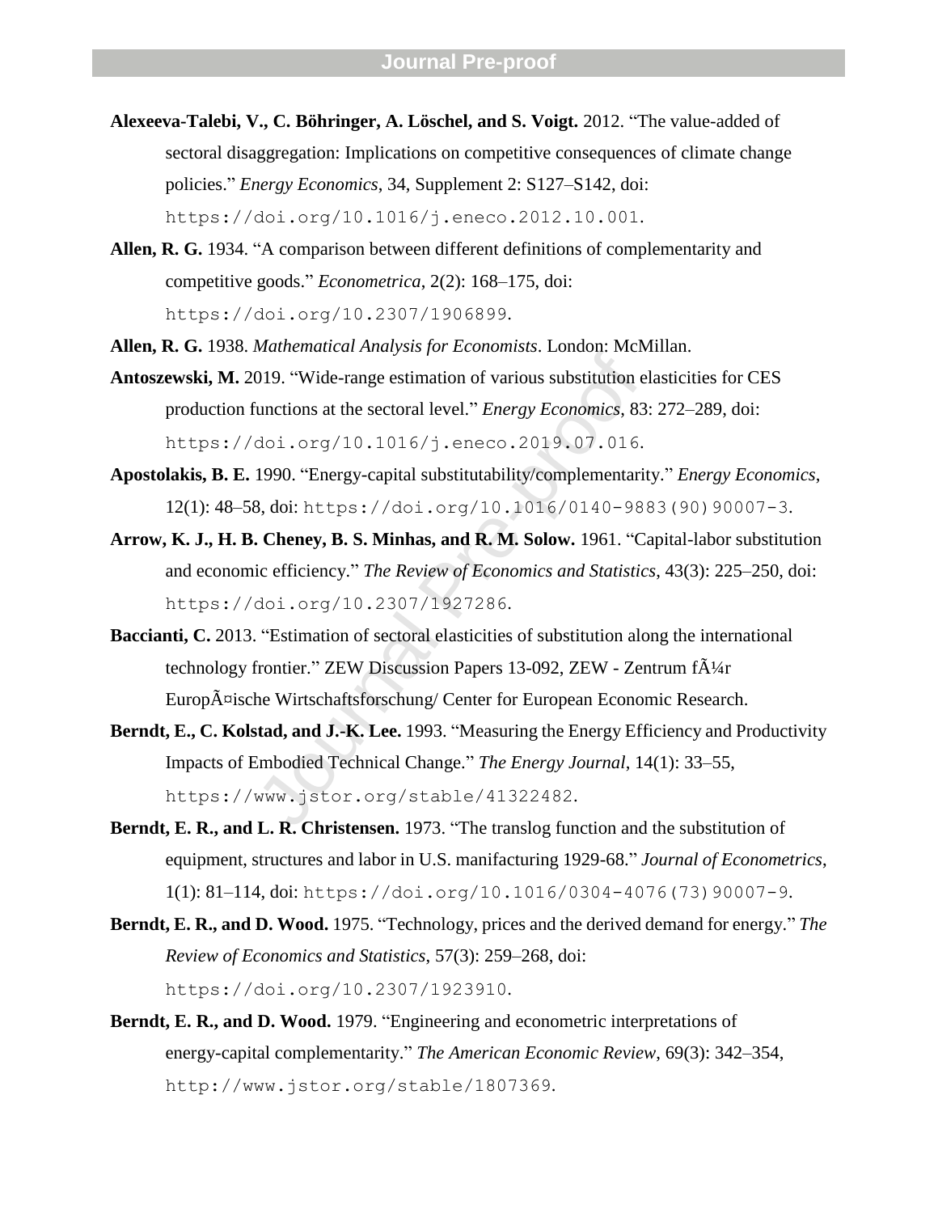**Alexeeva-Talebi, V., C. Böhringer, A. Löschel, and S. Voigt.** 2012. "The value-added of sectoral disaggregation: Implications on competitive consequences of climate change policies." *Energy Economics*, 34, Supplement 2: S127–S142, doi: https://doi.org/10.1016/j.eneco.2012.10.001.

**Allen, R. G.** 1934. "A comparison between different definitions of complementarity and competitive goods." *Econometrica*, 2(2): 168–175, doi: https://doi.org/10.2307/1906899.

**Allen, R. G.** 1938. *Mathematical Analysis for Economists*. London: McMillan.

**Antoszewski, M.** 2019. "Wide-range estimation of various substitution elasticities for CES production functions at the sectoral level." *Energy Economics*, 83: 272–289, doi: https://doi.org/10.1016/j.eneco.2019.07.016.

**Apostolakis, B. E.** 1990. "Energy-capital substitutability/complementarity." *Energy Economics*, 12(1): 48–58, doi: https://doi.org/10.1016/0140-9883(90)90007-3.

**Arrow, K. J., H. B. Cheney, B. S. Minhas, and R. M. Solow.** 1961. "Capital-labor substitution and economic efficiency." *The Review of Economics and Statistics*, 43(3): 225–250, doi: https://doi.org/10.2307/1927286.

**Baccianti, C.** 2013. "Estimation of sectoral elasticities of substitution along the international technology frontier." ZEW Discussion Papers 13-092, ZEW - Zentrum fÃ¼r EuropÃ¤ische Wirtschaftsforschung/ Center for European Economic Research.

**Berndt, E., C. Kolstad, and J.-K. Lee.** 1993. "Measuring the Energy Efficiency and Productivity Impacts of Embodied Technical Change." *The Energy Journal*, 14(1): 33–55, https://www.jstor.org/stable/41322482.

**Berndt, E. R., and L. R. Christensen.** 1973. "The translog function and the substitution of equipment, structures and labor in U.S. manifacturing 1929-68." *Journal of Econometrics*, 1(1): 81–114, doi: https://doi.org/10.1016/0304-4076(73)90007-9.

**Berndt, E. R., and D. Wood.** 1975. "Technology, prices and the derived demand for energy." *The Review of Economics and Statistics*, 57(3): 259–268, doi: https://doi.org/10.2307/1923910.

**Berndt, E. R., and D. Wood.** 1979. "Engineering and econometric interpretations of energy-capital complementarity." *The American Economic Review*, 69(3): 342–354, http://www.jstor.org/stable/1807369.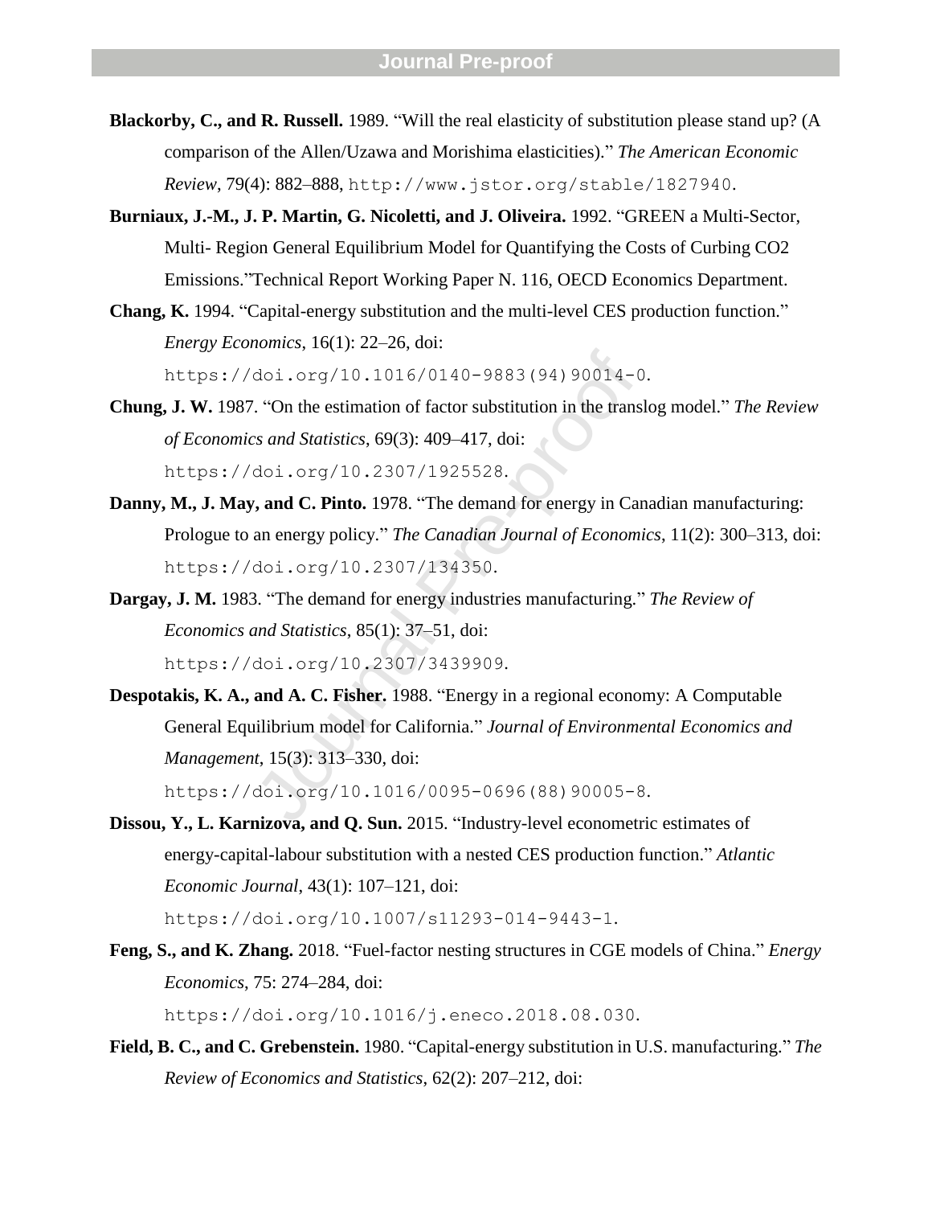**Blackorby, C., and R. Russell.** 1989. "Will the real elasticity of substitution please stand up? (A comparison of the Allen/Uzawa and Morishima elasticities)." *The American Economic Review*, 79(4): 882–888, `http://www.jstor.org/stable/1827940`.

**Burniaux, J.-M., J. P. Martin, G. Nicoletti, and J. Oliveira.** 1992. "GREEN a Multi-Sector, Multi- Region General Equilibrium Model for Quantifying the Costs of Curbing CO2 Emissions."Technical Report Working Paper N. 116, OECD Economics Department.

**Chang, K.** 1994. "Capital-energy substitution and the multi-level CES production function." *Energy Economics*, 16(1): 22–26, doi: `https://doi.org/10.1016/0140-9883(94)90014-0`.

**Chung, J. W.** 1987. "On the estimation of factor substitution in the translog model." *The Review of Economics and Statistics*, 69(3): 409–417, doi: `https://doi.org/10.2307/1925528`.

**Danny, M., J. May, and C. Pinto.** 1978. "The demand for energy in Canadian manufacturing: Prologue to an energy policy." *The Canadian Journal of Economics*, 11(2): 300–313, doi: `https://doi.org/10.2307/134350`.

**Dargay, J. M.** 1983. "The demand for energy industries manufacturing." *The Review of Economics and Statistics*, 85(1): 37–51, doi: `https://doi.org/10.2307/3439909`.

**Despotakis, K. A., and A. C. Fisher.** 1988. "Energy in a regional economy: A Computable General Equilibrium model for California." *Journal of Environmental Economics and Management*, 15(3): 313–330, doi: `https://doi.org/10.1016/0095-0696(88)90005-8`.

**Dissou, Y., L. Karnizova, and Q. Sun.** 2015. "Industry-level econometric estimates of energy-capital-labour substitution with a nested CES production function." *Atlantic Economic Journal*, 43(1): 107–121, doi: `https://doi.org/10.1007/s11293-014-9443-1`.

**Feng, S., and K. Zhang.** 2018. "Fuel-factor nesting structures in CGE models of China." *Energy Economics*, 75: 274–284, doi: `https://doi.org/10.1016/j.eneco.2018.08.030`.

**Field, B. C., and C. Grebenstein.** 1980. "Capital-energy substitution in U.S. manufacturing." *The Review of Economics and Statistics*, 62(2): 207–212, doi: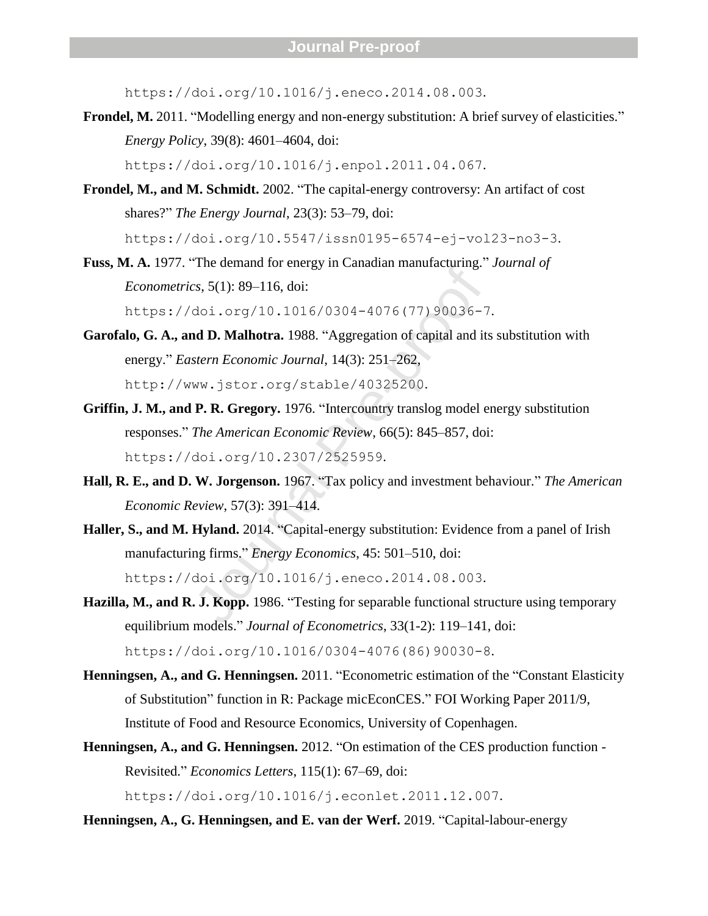https://doi.org/10.1016/j.eneco.2014.08.003.

**Frondel, M.** 2011. "Modelling energy and non-energy substitution: A brief survey of elasticities." *Energy Policy*, 39(8): 4601–4604, doi: https://doi.org/10.1016/j.enpol.2011.04.067.

**Frondel, M., and M. Schmidt.** 2002. "The capital-energy controversy: An artifact of cost shares?" *The Energy Journal*, 23(3): 53–79, doi: https://doi.org/10.5547/issn0195-6574-ej-vol23-no3-3.

**Fuss, M. A.** 1977. "The demand for energy in Canadian manufacturing." *Journal of Econometrics*, 5(1): 89–116, doi: https://doi.org/10.1016/0304-4076(77)90036-7.

**Garofalo, G. A., and D. Malhotra.** 1988. "Aggregation of capital and its substitution with energy." *Eastern Economic Journal*, 14(3): 251–262, http://www.jstor.org/stable/40325200.

**Griffin, J. M., and P. R. Gregory.** 1976. "Intercountry translog model energy substitution responses." *The American Economic Review*, 66(5): 845–857, doi: https://doi.org/10.2307/2525959.

**Hall, R. E., and D. W. Jorgenson.** 1967. "Tax policy and investment behaviour." *The American Economic Review*, 57(3): 391–414.

**Haller, S., and M. Hyland.** 2014. "Capital-energy substitution: Evidence from a panel of Irish manufacturing firms." *Energy Economics*, 45: 501–510, doi: https://doi.org/10.1016/j.eneco.2014.08.003.

**Hazilla, M., and R. J. Kopp.** 1986. "Testing for separable functional structure using temporary equilibrium models." *Journal of Econometrics*, 33(1-2): 119–141, doi: https://doi.org/10.1016/0304-4076(86)90030-8.

**Henningsen, A., and G. Henningsen.** 2011. "Econometric estimation of the "Constant Elasticity of Substitution" function in R: Package micEconCES." FOI Working Paper 2011/9, Institute of Food and Resource Economics, University of Copenhagen.

**Henningsen, A., and G. Henningsen.** 2012. "On estimation of the CES production function - Revisited." *Economics Letters*, 115(1): 67–69, doi: https://doi.org/10.1016/j.econlet.2011.12.007.

**Henningsen, A., G. Henningsen, and E. van der Werf.** 2019. "Capital-labour-energy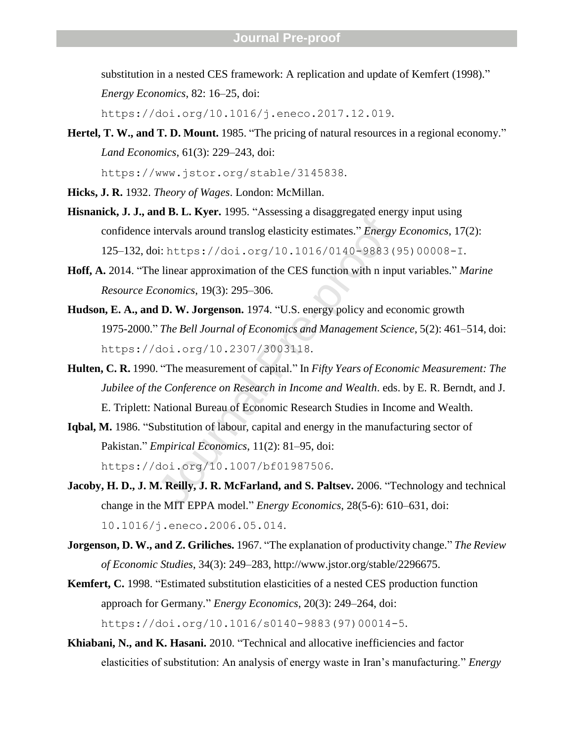substitution in a nested CES framework: A replication and update of Kemfert (1998)." *Energy Economics*, 82: 16–25, doi: https://doi.org/10.1016/j.eneco.2017.12.019.

**Hertel, T. W., and T. D. Mount.** 1985. "The pricing of natural resources in a regional economy." *Land Economics*, 61(3): 229–243, doi: https://www.jstor.org/stable/3145838.

**Hicks, J. R.** 1932. *Theory of Wages*. London: McMillan.

**Hisnanick, J. J., and B. L. Kyer.** 1995. "Assessing a disaggregated energy input using confidence intervals around translog elasticity estimates." *Energy Economics*, 17(2): 125–132, doi: https://doi.org/10.1016/0140-9883(95)00008-I.

**Hoff, A.** 2014. "The linear approximation of the CES function with n input variables." *Marine Resource Economics*, 19(3): 295–306.

**Hudson, E. A., and D. W. Jorgenson.** 1974. "U.S. energy policy and economic growth 1975-2000." *The Bell Journal of Economics and Management Science*, 5(2): 461–514, doi: https://doi.org/10.2307/3003118.

**Hulten, C. R.** 1990. "The measurement of capital." In *Fifty Years of Economic Measurement: The Jubilee of the Conference on Research in Income and Wealth*. eds. by E. R. Berndt, and J. E. Triplett: National Bureau of Economic Research Studies in Income and Wealth.

**Iqbal, M.** 1986. "Substitution of labour, capital and energy in the manufacturing sector of Pakistan." *Empirical Economics*, 11(2): 81–95, doi: https://doi.org/10.1007/bf01987506.

**Jacoby, H. D., J. M. Reilly, J. R. McFarland, and S. Paltsev.** 2006. "Technology and technical change in the MIT EPPA model." *Energy Economics*, 28(5-6): 610–631, doi: 10.1016/j.eneco.2006.05.014.

**Jorgenson, D. W., and Z. Griliches.** 1967. "The explanation of productivity change." *The Review of Economic Studies*, 34(3): 249–283, http://www.jstor.org/stable/2296675.

**Kemfert, C.** 1998. "Estimated substitution elasticities of a nested CES production function approach for Germany." *Energy Economics*, 20(3): 249–264, doi: https://doi.org/10.1016/s0140-9883(97)00014-5.

**Khiabani, N., and K. Hasani.** 2010. "Technical and allocative inefficiencies and factor elasticities of substitution: An analysis of energy waste in Iran's manufacturing." *Energy*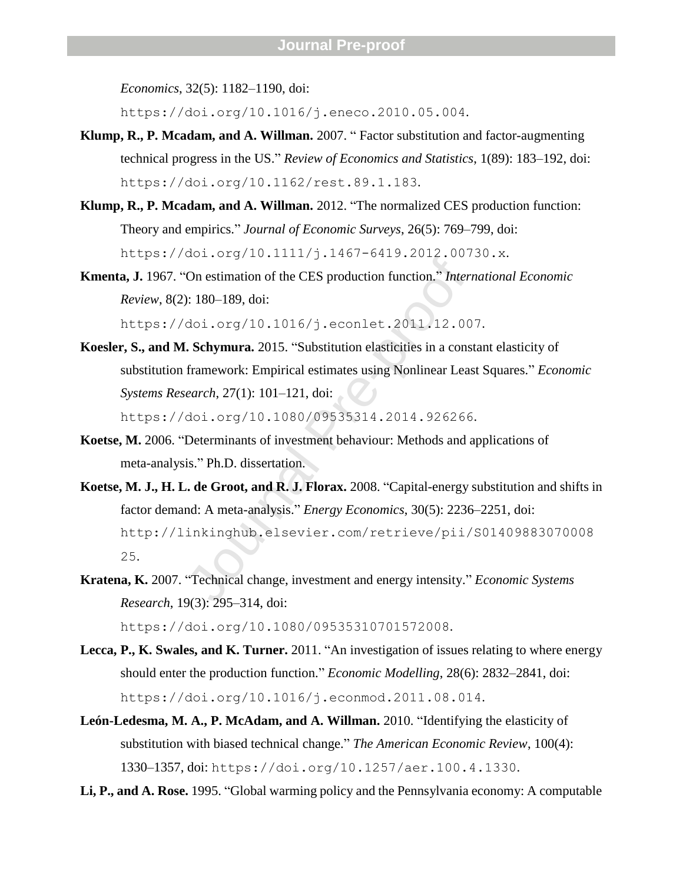*Economics*, 32(5): 1182–1190, doi: https://doi.org/10.1016/j.eneco.2010.05.004.

**Klump, R., P. Mcadam, and A. Willman.** 2007. " Factor substitution and factor-augmenting technical progress in the US." *Review of Economics and Statistics*, 1(89): 183–192, doi: https://doi.org/10.1162/rest.89.1.183.

**Klump, R., P. Mcadam, and A. Willman.** 2012. "The normalized CES production function: Theory and empirics." *Journal of Economic Surveys*, 26(5): 769–799, doi: https://doi.org/10.1111/j.1467-6419.2012.00730.x.

**Kmenta, J.** 1967. "On estimation of the CES production function." *International Economic Review*, 8(2): 180–189, doi: https://doi.org/10.1016/j.econlet.2011.12.007.

**Koesler, S., and M. Schymura.** 2015. "Substitution elasticities in a constant elasticity of substitution framework: Empirical estimates using Nonlinear Least Squares." *Economic Systems Research*, 27(1): 101–121, doi: https://doi.org/10.1080/09535314.2014.926266.

**Koetse, M.** 2006. "Determinants of investment behaviour: Methods and applications of meta-analysis." Ph.D. dissertation.

**Koetse, M. J., H. L. de Groot, and R. J. Florax.** 2008. "Capital-energy substitution and shifts in factor demand: A meta-analysis." *Energy Economics*, 30(5): 2236–2251, doi: http://linkinghub.elsevier.com/retrieve/pii/S0140988307000825.

**Kratena, K.** 2007. "Technical change, investment and energy intensity." *Economic Systems Research*, 19(3): 295–314, doi: https://doi.org/10.1080/09535310701572008.

**Lecca, P., K. Swales, and K. Turner.** 2011. "An investigation of issues relating to where energy should enter the production function." *Economic Modelling*, 28(6): 2832–2841, doi: https://doi.org/10.1016/j.econmod.2011.08.014.

**León-Ledesma, M. A., P. McAdam, and A. Willman.** 2010. "Identifying the elasticity of substitution with biased technical change." *The American Economic Review*, 100(4): 1330–1357, doi: https://doi.org/10.1257/aer.100.4.1330.

**Li, P., and A. Rose.** 1995. "Global warming policy and the Pennsylvania economy: A computable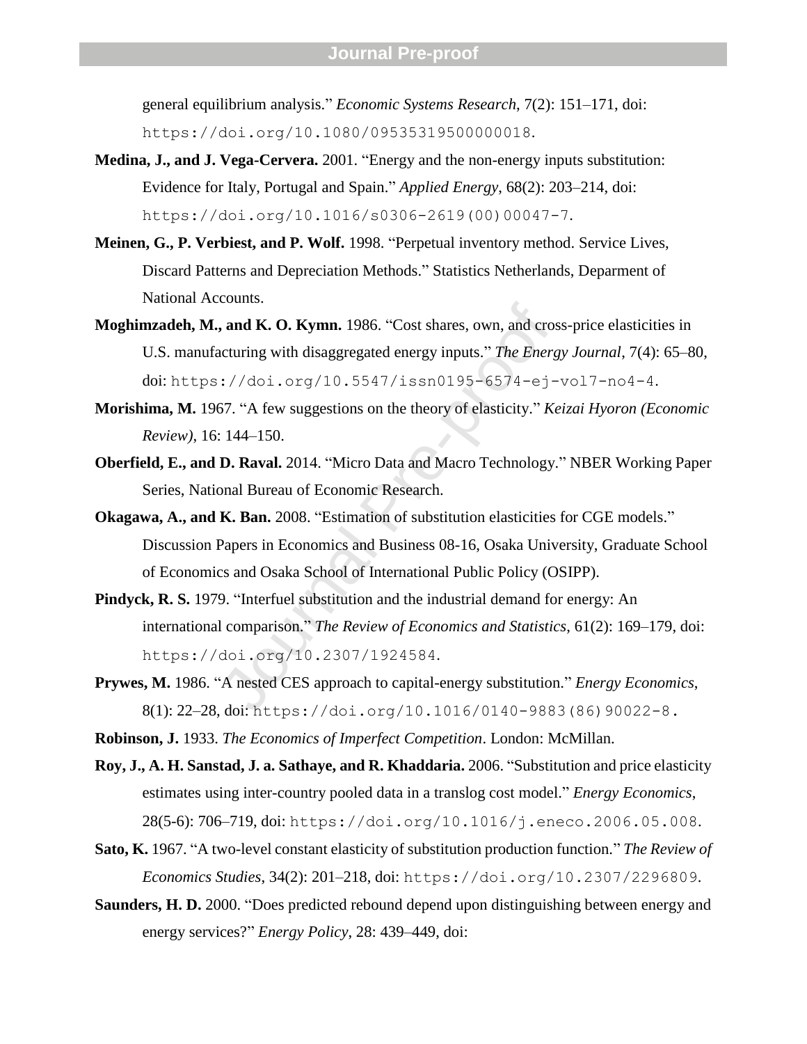general equilibrium analysis." *Economic Systems Research*, 7(2): 151–171, doi: https://doi.org/10.1080/09535319500000018.

**Medina, J., and J. Vega-Cervera.** 2001. "Energy and the non-energy inputs substitution: Evidence for Italy, Portugal and Spain." *Applied Energy*, 68(2): 203–214, doi: https://doi.org/10.1016/s0306-2619(00)00047-7.

**Meinen, G., P. Verbiest, and P. Wolf.** 1998. "Perpetual inventory method. Service Lives, Discard Patterns and Depreciation Methods." Statistics Netherlands, Deparment of National Accounts.

**Moghimzadeh, M., and K. O. Kymn.** 1986. "Cost shares, own, and cross-price elasticities in U.S. manufacturing with disaggregated energy inputs." *The Energy Journal*, 7(4): 65–80, doi: https://doi.org/10.5547/issn0195-6574-ej-vol7-no4-4.

**Morishima, M.** 1967. "A few suggestions on the theory of elasticity." *Keizai Hyoron (Economic Review)*, 16: 144–150.

**Oberfield, E., and D. Raval.** 2014. "Micro Data and Macro Technology." NBER Working Paper Series, National Bureau of Economic Research.

**Okagawa, A., and K. Ban.** 2008. "Estimation of substitution elasticities for CGE models." Discussion Papers in Economics and Business 08-16, Osaka University, Graduate School of Economics and Osaka School of International Public Policy (OSIPP).

**Pindyck, R. S.** 1979. "Interfuel substitution and the industrial demand for energy: An international comparison." *The Review of Economics and Statistics*, 61(2): 169–179, doi: https://doi.org/10.2307/1924584.

**Prywes, M.** 1986. "A nested CES approach to capital-energy substitution." *Energy Economics*, 8(1): 22–28, doi: https://doi.org/10.1016/0140-9883(86)90022-8.

**Robinson, J.** 1933. *The Economics of Imperfect Competition*. London: McMillan.

**Roy, J., A. H. Sanstad, J. a. Sathaye, and R. Khaddaria.** 2006. "Substitution and price elasticity estimates using inter-country pooled data in a translog cost model." *Energy Economics*, 28(5-6): 706–719, doi: https://doi.org/10.1016/j.eneco.2006.05.008.

**Sato, K.** 1967. "A two-level constant elasticity of substitution production function." *The Review of Economics Studies*, 34(2): 201–218, doi: https://doi.org/10.2307/2296809.

**Saunders, H. D.** 2000. "Does predicted rebound depend upon distinguishing between energy and energy services?" *Energy Policy*, 28: 439–449, doi: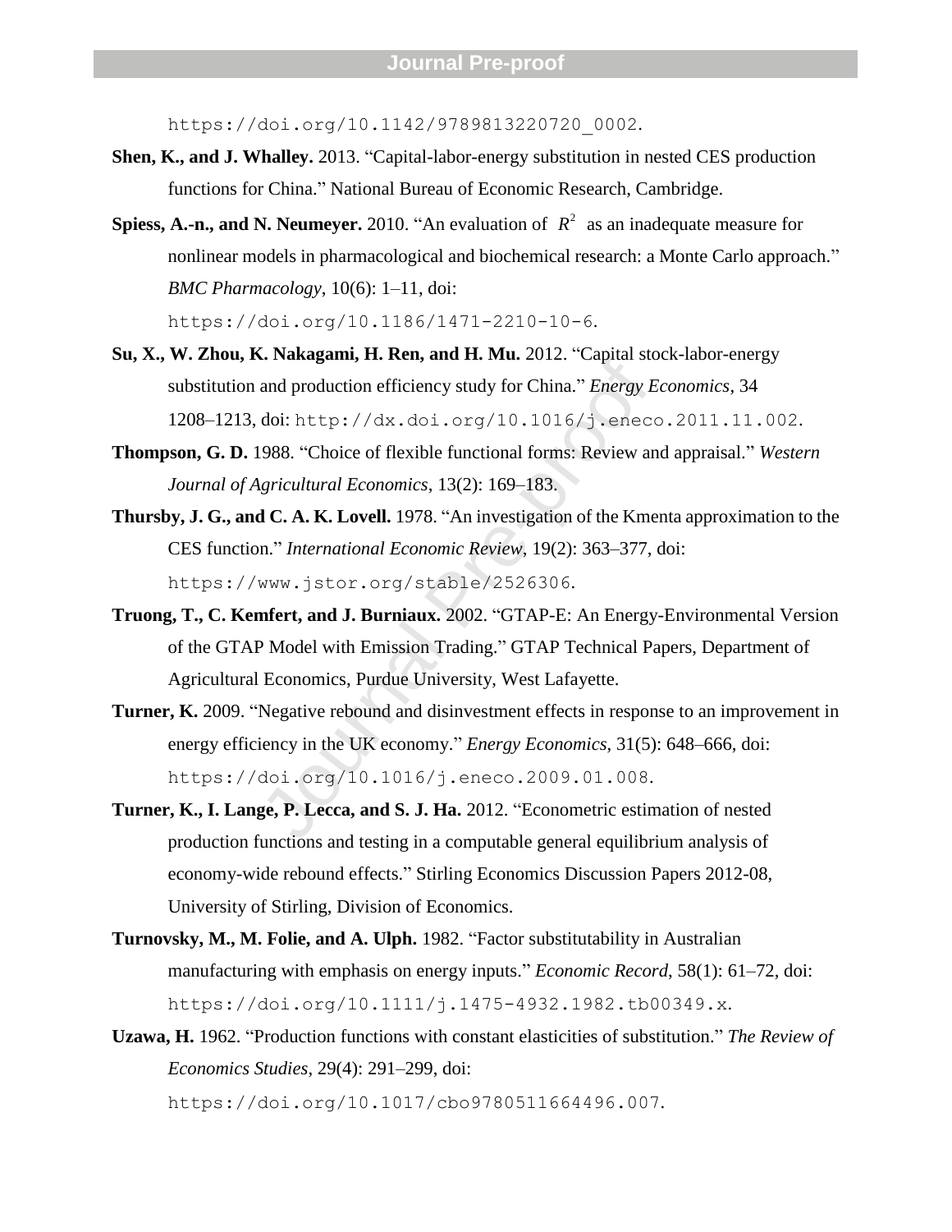https://doi.org/10.1142/9789813220720_0002.

**Shen, K., and J. Whalley.** 2013. “Capital-labor-energy substitution in nested CES production functions for China.” National Bureau of Economic Research, Cambridge.

**Spiess, A.-n., and N. Neumeyer.** 2010. “An evaluation of $R^2$ as an inadequate measure for nonlinear models in pharmacological and biochemical research: a Monte Carlo approach.” *BMC Pharmacology*, 10(6): 1–11, doi: https://doi.org/10.1186/1471-2210-10-6.

**Su, X., W. Zhou, K. Nakagami, H. Ren, and H. Mu.** 2012. “Capital stock-labor-energy substitution and production efficiency study for China.” *Energy Economics*, 34 1208–1213, doi: http://dx.doi.org/10.1016/j.eneco.2011.11.002.

**Thompson, G. D.** 1988. “Choice of flexible functional forms: Review and appraisal.” *Western Journal of Agricultural Economics*, 13(2): 169–183.

**Thursby, J. G., and C. A. K. Lovell.** 1978. “An investigation of the Kmenta approximation to the CES function.” *International Economic Review*, 19(2): 363–377, doi: https://www.jstor.org/stable/2526306.

**Truong, T., C. Kemfert, and J. Burniaux.** 2002. “GTAP-E: An Energy-Environmental Version of the GTAP Model with Emission Trading.” GTAP Technical Papers, Department of Agricultural Economics, Purdue University, West Lafayette.

**Turner, K.** 2009. “Negative rebound and disinvestment effects in response to an improvement in energy efficiency in the UK economy.” *Energy Economics*, 31(5): 648–666, doi: https://doi.org/10.1016/j.eneco.2009.01.008.

**Turner, K., I. Lange, P. Lecca, and S. J. Ha.** 2012. “Econometric estimation of nested production functions and testing in a computable general equilibrium analysis of economy-wide rebound effects.” Stirling Economics Discussion Papers 2012-08, University of Stirling, Division of Economics.

**Turnovsky, M., M. Folie, and A. Ulph.** 1982. “Factor substitutability in Australian manufacturing with emphasis on energy inputs.” *Economic Record*, 58(1): 61–72, doi: https://doi.org/10.1111/j.1475-4932.1982.tb00349.x.

**Uzawa, H.** 1962. “Production functions with constant elasticities of substitution.” *The Review of Economics Studies*, 29(4): 291–299, doi: https://doi.org/10.1017/cbo9780511664496.007.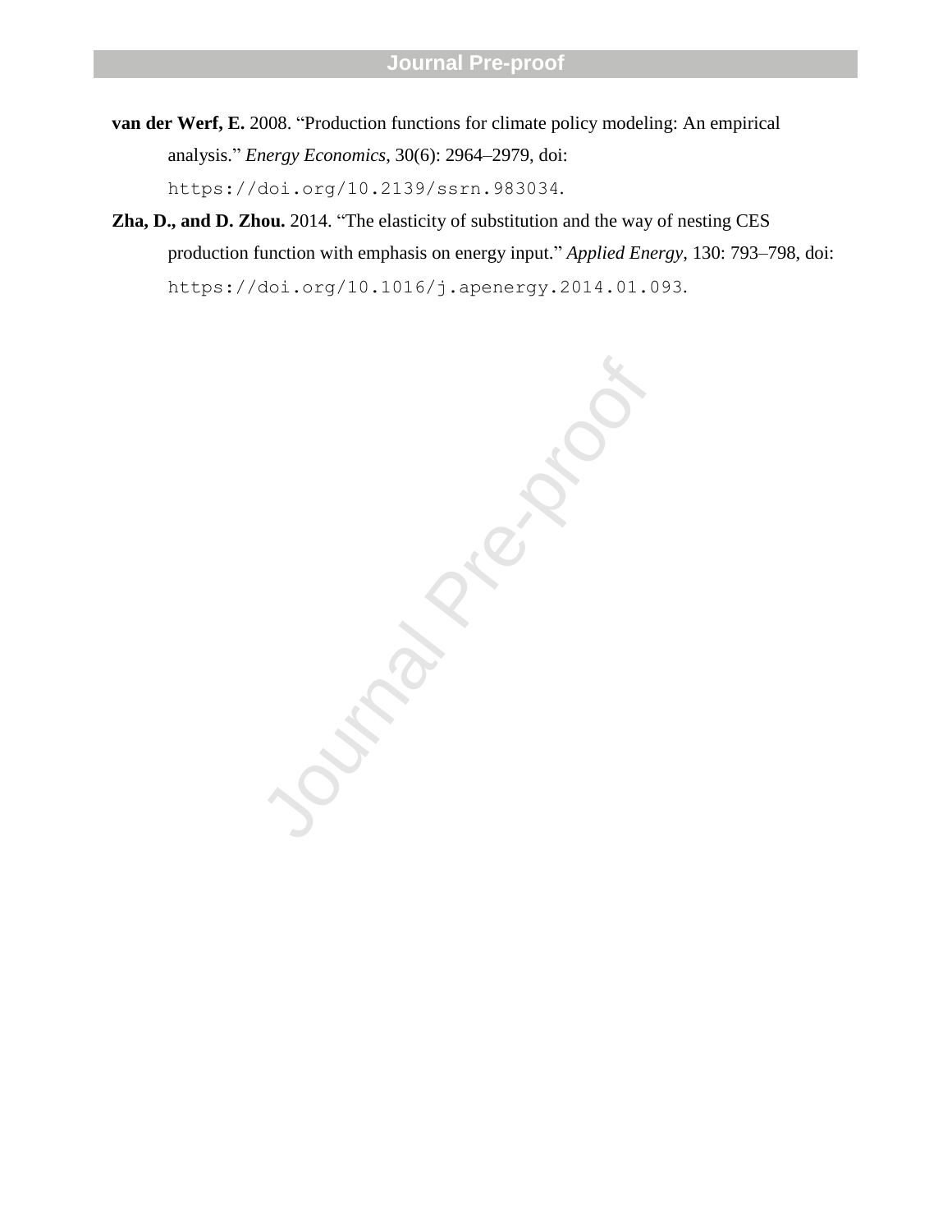**van der Werf, E.** 2008. "Production functions for climate policy modeling: An empirical analysis." *Energy Economics*, 30(6): 2964–2979, doi: https://doi.org/10.2139/ssrn.983034.

**Zha, D., and D. Zhou.** 2014. "The elasticity of substitution and the way of nesting CES production function with emphasis on energy input." *Applied Energy*, 130: 793–798, doi: https://doi.org/10.1016/j.apenergy.2014.01.093.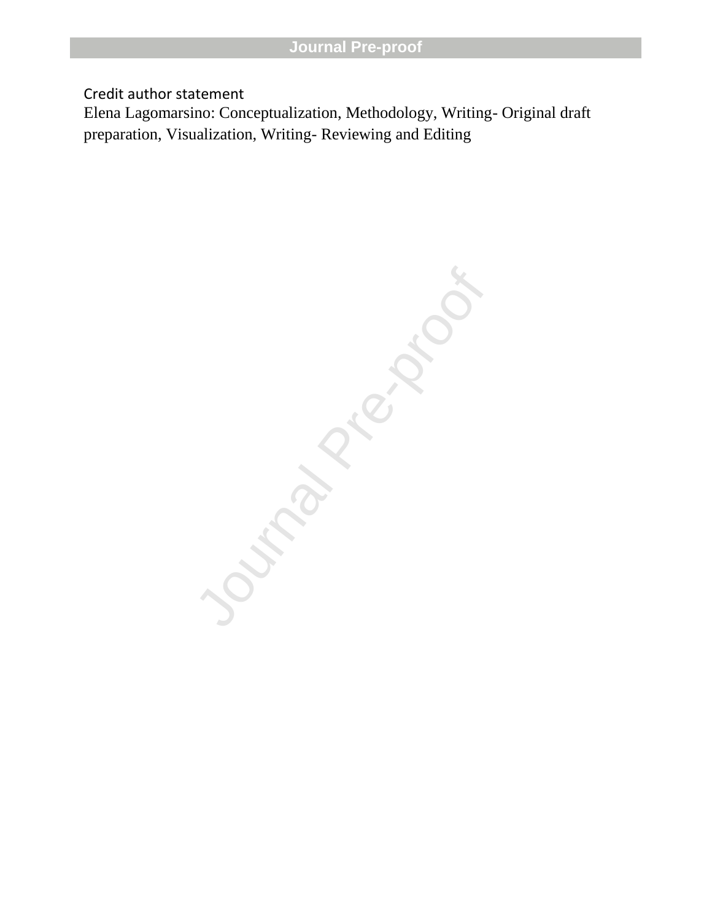Credit author statement

Elena Lagomarsino: Conceptualization, Methodology, Writing- Original draft preparation, Visualization, Writing- Reviewing and Editing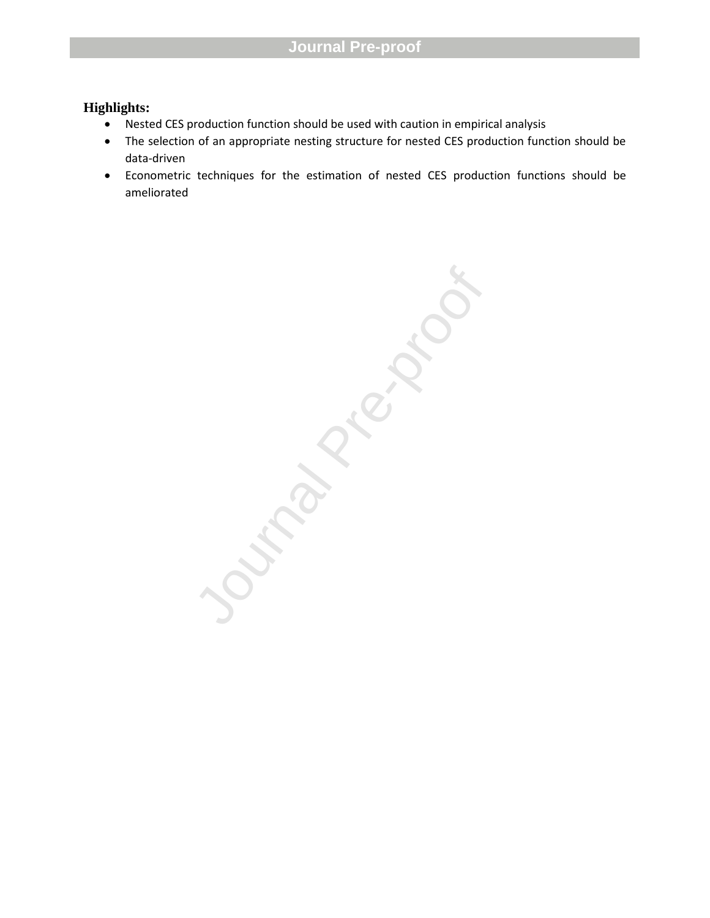**Highlights:**

- Nested CES production function should be used with caution in empirical analysis
- The selection of an appropriate nesting structure for nested CES production function should be data-driven
- Econometric techniques for the estimation of nested CES production functions should be ameliorated